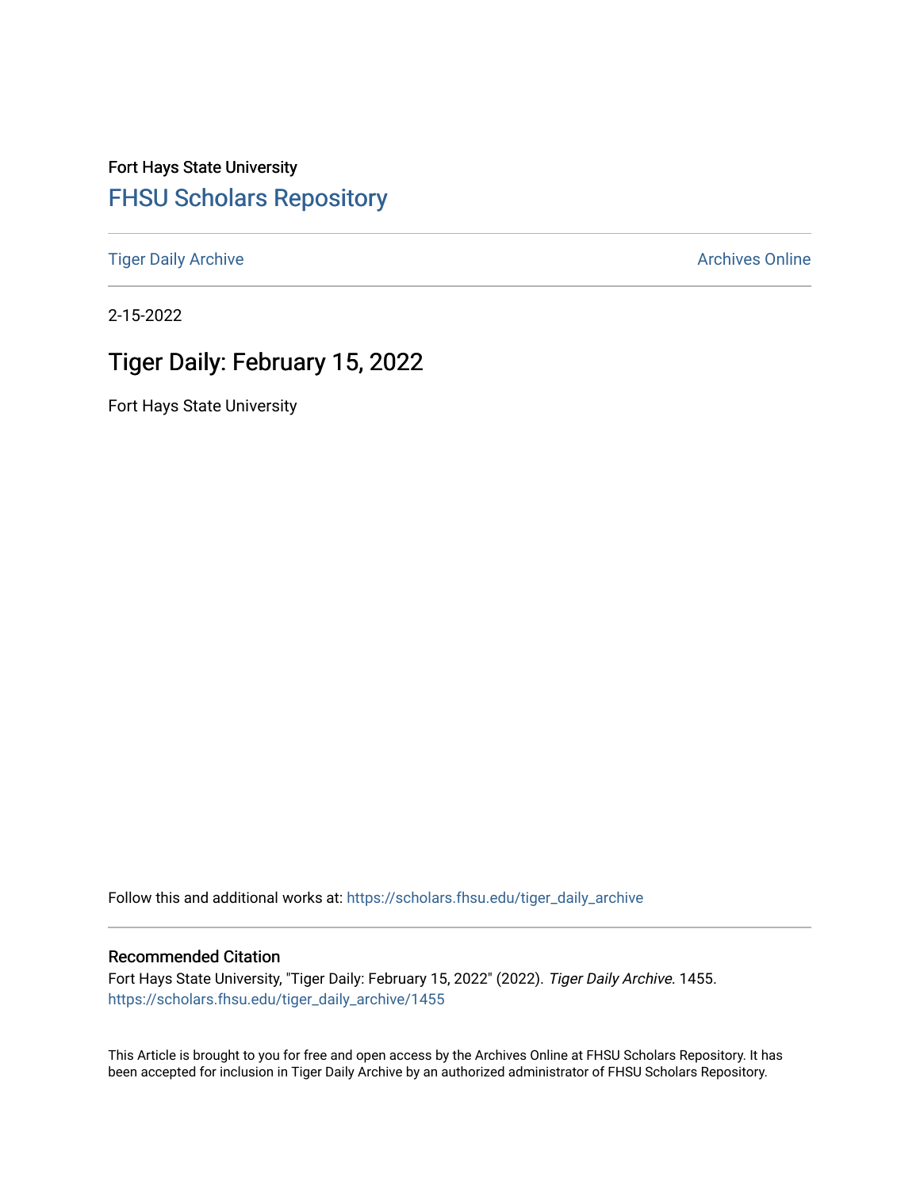Fort Hays State University

# FHSU Scholars Repository

Tiger Daily Archive | Archives Online

2-15-2022

## Tiger Daily: February 15, 2022

Fort Hays State University

Follow this and additional works at: https://scholars.fhsu.edu/tiger_daily_archive

### Recommended Citation

Fort Hays State University, "Tiger Daily: February 15, 2022" (2022). *Tiger Daily Archive*. 1455.
https://scholars.fhsu.edu/tiger_daily_archive/1455

This Article is brought to you for free and open access by the Archives Online at FHSU Scholars Repository. It has been accepted for inclusion in Tiger Daily Archive by an authorized administrator of FHSU Scholars Repository.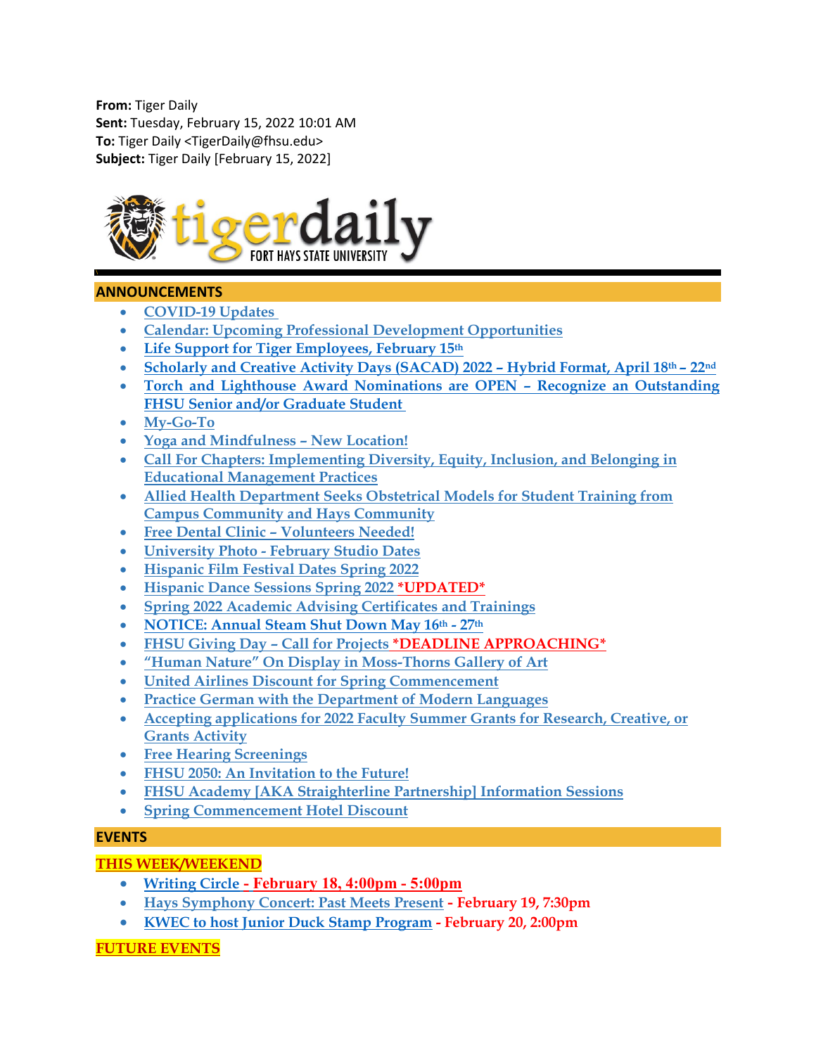**From:** Tiger Daily
**Sent:** Tuesday, February 15, 2022 10:01 AM
**To:** Tiger Daily <TigerDaily@fhsu.edu>
**Subject:** Tiger Daily [February 15, 2022]

tigerdaily FORT HAYS STATE UNIVERSITY

## ANNOUNCEMENTS

- COVID-19 Updates
- Calendar: Upcoming Professional Development Opportunities
- Life Support for Tiger Employees, February 15th
- Scholarly and Creative Activity Days (SACAD) 2022 – Hybrid Format, April 18th – 22nd
- Torch and Lighthouse Award Nominations are OPEN – Recognize an Outstanding FHSU Senior and/or Graduate Student
- My-Go-To
- Yoga and Mindfulness – New Location!
- Call For Chapters: Implementing Diversity, Equity, Inclusion, and Belonging in Educational Management Practices
- Allied Health Department Seeks Obstetrical Models for Student Training from Campus Community and Hays Community
- Free Dental Clinic – Volunteers Needed!
- University Photo - February Studio Dates
- Hispanic Film Festival Dates Spring 2022
- Hispanic Dance Sessions Spring 2022 *UPDATED*
- Spring 2022 Academic Advising Certificates and Trainings
- NOTICE: Annual Steam Shut Down May 16th - 27th
- FHSU Giving Day – Call for Projects *DEADLINE APPROACHING*
- "Human Nature" On Display in Moss-Thorns Gallery of Art
- United Airlines Discount for Spring Commencement
- Practice German with the Department of Modern Languages
- Accepting applications for 2022 Faculty Summer Grants for Research, Creative, or Grants Activity
- Free Hearing Screenings
- FHSU 2050: An Invitation to the Future!
- FHSU Academy [AKA Straighterline Partnership] Information Sessions
- Spring Commencement Hotel Discount

## EVENTS

### THIS WEEK/WEEKEND

- Writing Circle - February 18, 4:00pm - 5:00pm
- Hays Symphony Concert: Past Meets Present - February 19, 7:30pm
- KWEC to host Junior Duck Stamp Program - February 20, 2:00pm

### FUTURE EVENTS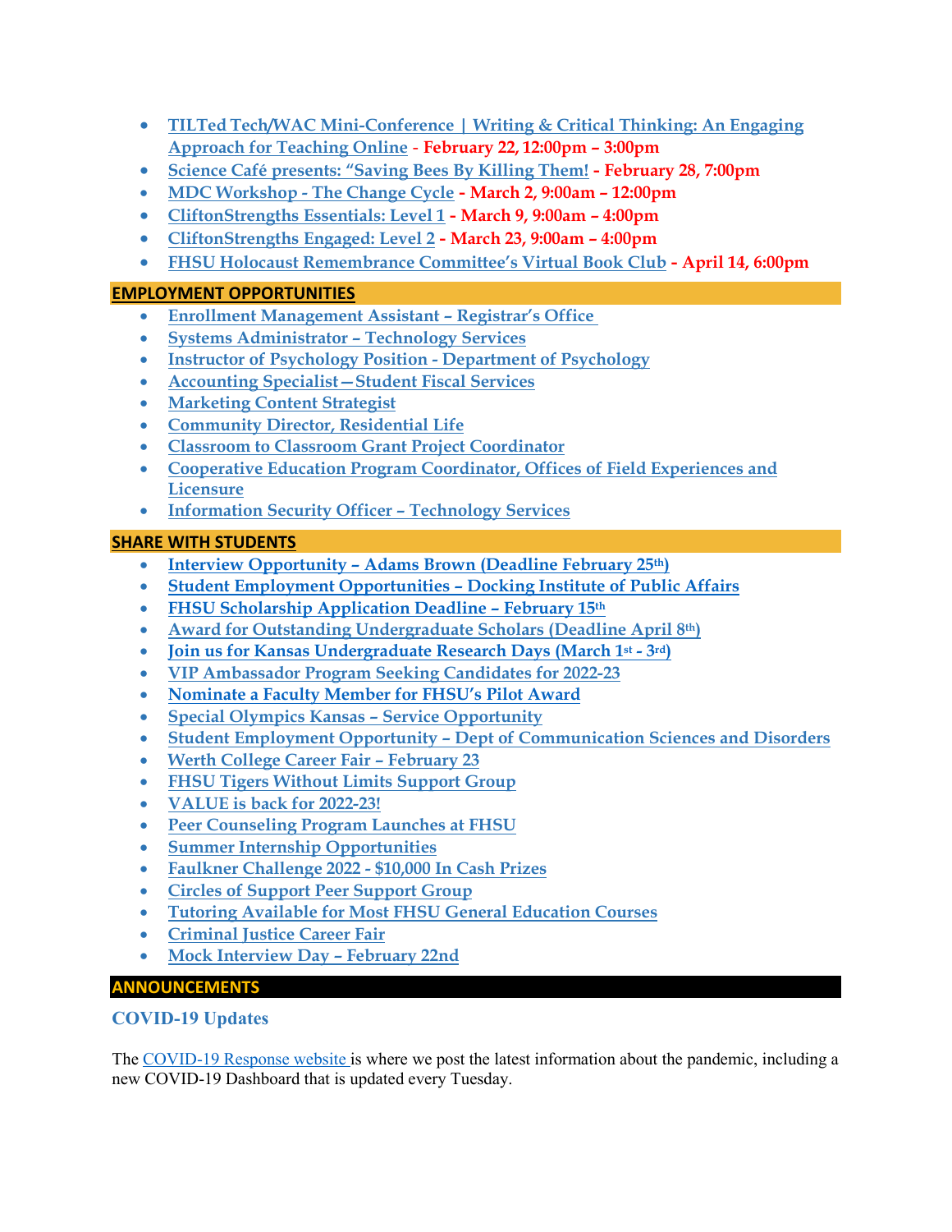- TILTed Tech/WAC Mini-Conference | Writing & Critical Thinking: An Engaging Approach for Teaching Online - **February 22, 12:00pm – 3:00pm**
- Science Café presents: "Saving Bees By Killing Them! - **February 28, 7:00pm**
- MDC Workshop - The Change Cycle - **March 2, 9:00am – 12:00pm**
- CliftonStrengths Essentials: Level 1 - **March 9, 9:00am – 4:00pm**
- CliftonStrengths Engaged: Level 2 - **March 23, 9:00am – 4:00pm**
- FHSU Holocaust Remembrance Committee's Virtual Book Club - **April 14, 6:00pm**

## EMPLOYMENT OPPORTUNITIES

- Enrollment Management Assistant – Registrar's Office
- Systems Administrator – Technology Services
- Instructor of Psychology Position - Department of Psychology
- Accounting Specialist—Student Fiscal Services
- Marketing Content Strategist
- Community Director, Residential Life
- Classroom to Classroom Grant Project Coordinator
- Cooperative Education Program Coordinator, Offices of Field Experiences and Licensure
- Information Security Officer – Technology Services

## SHARE WITH STUDENTS

- Interview Opportunity – Adams Brown (Deadline February 25th)
- Student Employment Opportunities – Docking Institute of Public Affairs
- FHSU Scholarship Application Deadline – February 15th
- Award for Outstanding Undergraduate Scholars (Deadline April 8th)
- Join us for Kansas Undergraduate Research Days (March 1st - 3rd)
- VIP Ambassador Program Seeking Candidates for 2022-23
- Nominate a Faculty Member for FHSU's Pilot Award
- Special Olympics Kansas – Service Opportunity
- Student Employment Opportunity – Dept of Communication Sciences and Disorders
- Werth College Career Fair – February 23
- FHSU Tigers Without Limits Support Group
- VALUE is back for 2022-23!
- Peer Counseling Program Launches at FHSU
- Summer Internship Opportunities
- Faulkner Challenge 2022 - $10,000 In Cash Prizes
- Circles of Support Peer Support Group
- Tutoring Available for Most FHSU General Education Courses
- Criminal Justice Career Fair
- Mock Interview Day – February 22nd

## ANNOUNCEMENTS

### COVID-19 Updates

The COVID-19 Response website is where we post the latest information about the pandemic, including a new COVID-19 Dashboard that is updated every Tuesday.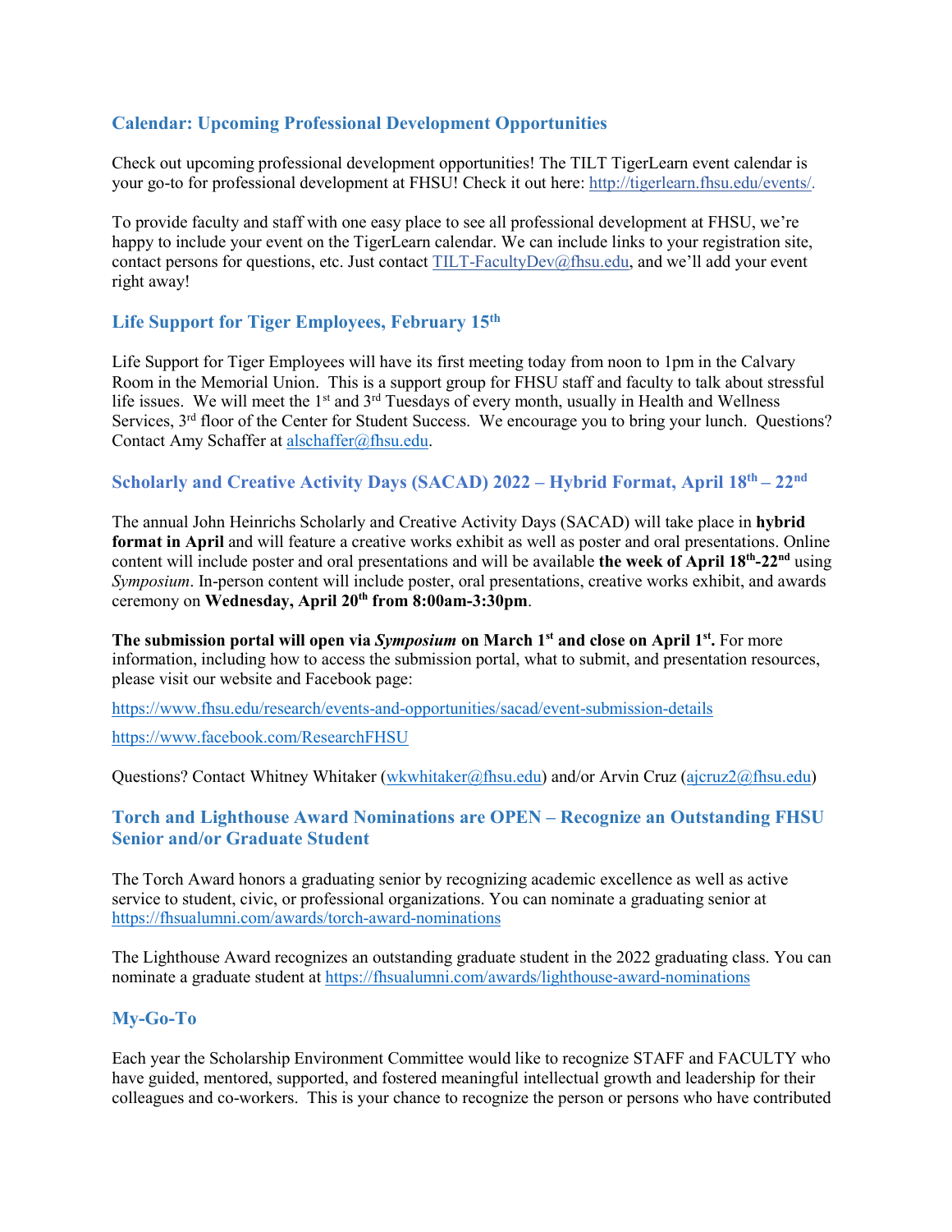### Calendar: Upcoming Professional Development Opportunities

Check out upcoming professional development opportunities! The TILT TigerLearn event calendar is your go-to for professional development at FHSU! Check it out here: http://tigerlearn.fhsu.edu/events/.

To provide faculty and staff with one easy place to see all professional development at FHSU, we're happy to include your event on the TigerLearn calendar. We can include links to your registration site, contact persons for questions, etc. Just contact TILT-FacultyDev@fhsu.edu, and we'll add your event right away!

### Life Support for Tiger Employees, February 15th

Life Support for Tiger Employees will have its first meeting today from noon to 1pm in the Calvary Room in the Memorial Union. This is a support group for FHSU staff and faculty to talk about stressful life issues. We will meet the 1st and 3rd Tuesdays of every month, usually in Health and Wellness Services, 3rd floor of the Center for Student Success. We encourage you to bring your lunch. Questions? Contact Amy Schaffer at alschaffer@fhsu.edu.

### Scholarly and Creative Activity Days (SACAD) 2022 – Hybrid Format, April 18th – 22nd

The annual John Heinrichs Scholarly and Creative Activity Days (SACAD) will take place in **hybrid format in April** and will feature a creative works exhibit as well as poster and oral presentations. Online content will include poster and oral presentations and will be available **the week of April 18th-22nd** using *Symposium*. In-person content will include poster, oral presentations, creative works exhibit, and awards ceremony on **Wednesday, April 20th from 8:00am-3:30pm**.

**The submission portal will open via *Symposium* on March 1st and close on April 1st.** For more information, including how to access the submission portal, what to submit, and presentation resources, please visit our website and Facebook page:

https://www.fhsu.edu/research/events-and-opportunities/sacad/event-submission-details

https://www.facebook.com/ResearchFHSU

Questions? Contact Whitney Whitaker (wkwhitaker@fhsu.edu) and/or Arvin Cruz (ajcruz2@fhsu.edu)

### Torch and Lighthouse Award Nominations are OPEN – Recognize an Outstanding FHSU Senior and/or Graduate Student

The Torch Award honors a graduating senior by recognizing academic excellence as well as active service to student, civic, or professional organizations. You can nominate a graduating senior at https://fhsualumni.com/awards/torch-award-nominations

The Lighthouse Award recognizes an outstanding graduate student in the 2022 graduating class. You can nominate a graduate student at https://fhsualumni.com/awards/lighthouse-award-nominations

### My-Go-To

Each year the Scholarship Environment Committee would like to recognize STAFF and FACULTY who have guided, mentored, supported, and fostered meaningful intellectual growth and leadership for their colleagues and co-workers. This is your chance to recognize the person or persons who have contributed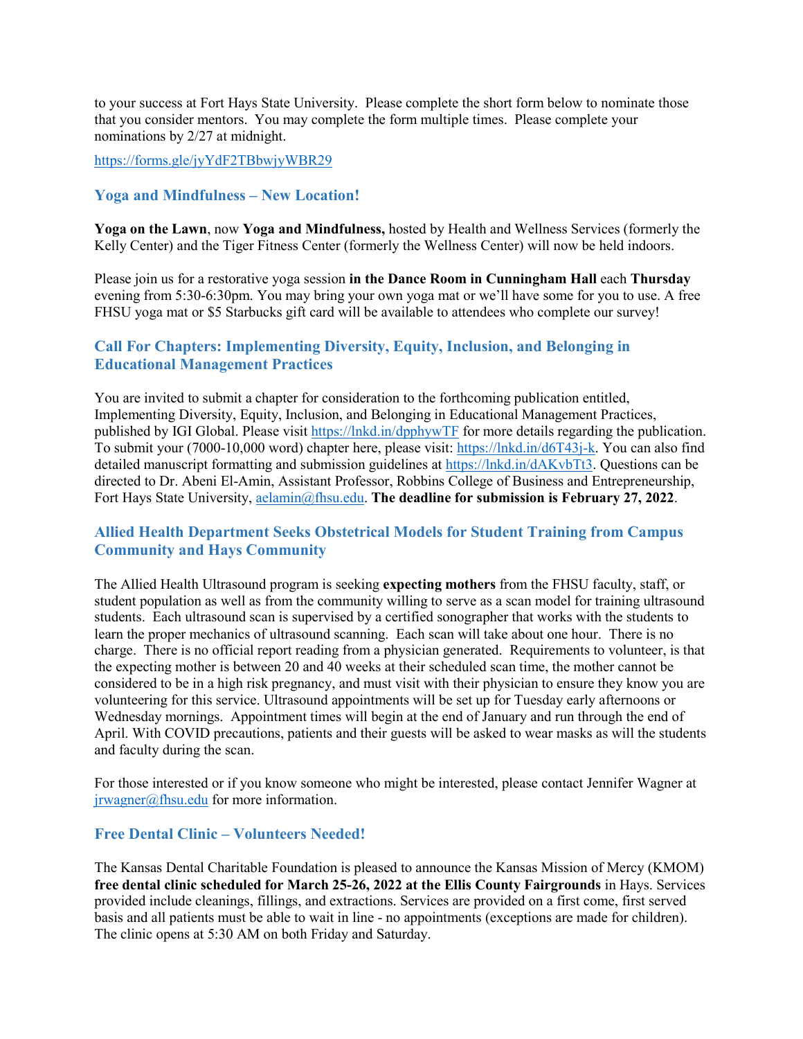to your success at Fort Hays State University. Please complete the short form below to nominate those that you consider mentors. You may complete the form multiple times. Please complete your nominations by 2/27 at midnight.

https://forms.gle/jyYdF2TBbwjyWBR29

### Yoga and Mindfulness – New Location!

**Yoga on the Lawn**, now **Yoga and Mindfulness,** hosted by Health and Wellness Services (formerly the Kelly Center) and the Tiger Fitness Center (formerly the Wellness Center) will now be held indoors.

Please join us for a restorative yoga session **in the Dance Room in Cunningham Hall** each **Thursday** evening from 5:30-6:30pm. You may bring your own yoga mat or we'll have some for you to use. A free FHSU yoga mat or $5 Starbucks gift card will be available to attendees who complete our survey!

### Call For Chapters: Implementing Diversity, Equity, Inclusion, and Belonging in Educational Management Practices

You are invited to submit a chapter for consideration to the forthcoming publication entitled, Implementing Diversity, Equity, Inclusion, and Belonging in Educational Management Practices, published by IGI Global. Please visit https://lnkd.in/dpphywTF for more details regarding the publication. To submit your (7000-10,000 word) chapter here, please visit: https://lnkd.in/d6T43j-k. You can also find detailed manuscript formatting and submission guidelines at https://lnkd.in/dAKvbTt3. Questions can be directed to Dr. Abeni El-Amin, Assistant Professor, Robbins College of Business and Entrepreneurship, Fort Hays State University, aelamin@fhsu.edu. **The deadline for submission is February 27, 2022**.

### Allied Health Department Seeks Obstetrical Models for Student Training from Campus Community and Hays Community

The Allied Health Ultrasound program is seeking **expecting mothers** from the FHSU faculty, staff, or student population as well as from the community willing to serve as a scan model for training ultrasound students. Each ultrasound scan is supervised by a certified sonographer that works with the students to learn the proper mechanics of ultrasound scanning. Each scan will take about one hour. There is no charge. There is no official report reading from a physician generated. Requirements to volunteer, is that the expecting mother is between 20 and 40 weeks at their scheduled scan time, the mother cannot be considered to be in a high risk pregnancy, and must visit with their physician to ensure they know you are volunteering for this service. Ultrasound appointments will be set up for Tuesday early afternoons or Wednesday mornings. Appointment times will begin at the end of January and run through the end of April. With COVID precautions, patients and their guests will be asked to wear masks as will the students and faculty during the scan.

For those interested or if you know someone who might be interested, please contact Jennifer Wagner at jrwagner@fhsu.edu for more information.

### Free Dental Clinic – Volunteers Needed!

The Kansas Dental Charitable Foundation is pleased to announce the Kansas Mission of Mercy (KMOM) **free dental clinic scheduled for March 25-26, 2022 at the Ellis County Fairgrounds** in Hays. Services provided include cleanings, fillings, and extractions. Services are provided on a first come, first served basis and all patients must be able to wait in line - no appointments (exceptions are made for children). The clinic opens at 5:30 AM on both Friday and Saturday.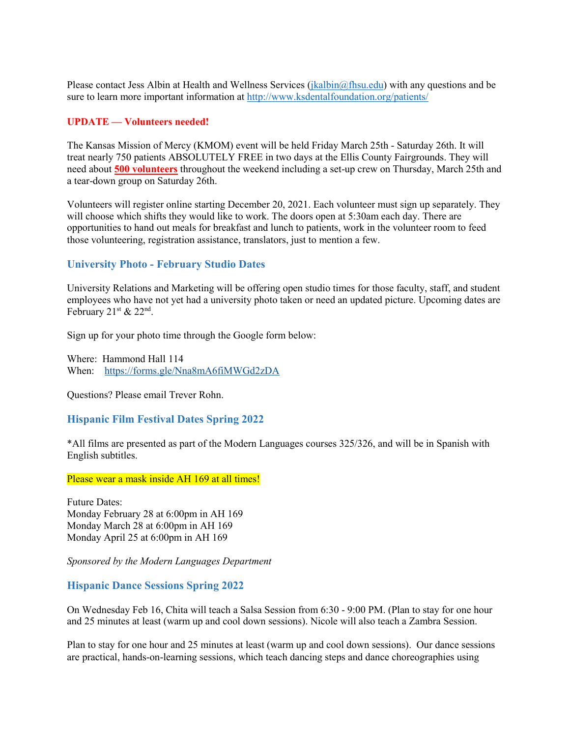Please contact Jess Albin at Health and Wellness Services (jkalbin@fhsu.edu) with any questions and be sure to learn more important information at http://www.ksdentalfoundation.org/patients/

**UPDATE — Volunteers needed!**

The Kansas Mission of Mercy (KMOM) event will be held Friday March 25th - Saturday 26th. It will treat nearly 750 patients ABSOLUTELY FREE in two days at the Ellis County Fairgrounds. They will need about **500 volunteers** throughout the weekend including a set-up crew on Thursday, March 25th and a tear-down group on Saturday 26th.

Volunteers will register online starting December 20, 2021. Each volunteer must sign up separately. They will choose which shifts they would like to work. The doors open at 5:30am each day. There are opportunities to hand out meals for breakfast and lunch to patients, work in the volunteer room to feed those volunteering, registration assistance, translators, just to mention a few.

## University Photo - February Studio Dates

University Relations and Marketing will be offering open studio times for those faculty, staff, and student employees who have not yet had a university photo taken or need an updated picture. Upcoming dates are February 21st & 22nd.

Sign up for your photo time through the Google form below:

Where: Hammond Hall 114
When: https://forms.gle/Nna8mA6fiMWGd2zDA

Questions? Please email Trever Rohn.

## Hispanic Film Festival Dates Spring 2022

*All films are presented as part of the Modern Languages courses 325/326, and will be in Spanish with English subtitles.

Please wear a mask inside AH 169 at all times!

Future Dates:
Monday February 28 at 6:00pm in AH 169
Monday March 28 at 6:00pm in AH 169
Monday April 25 at 6:00pm in AH 169

*Sponsored by the Modern Languages Department*

## Hispanic Dance Sessions Spring 2022

On Wednesday Feb 16, Chita will teach a Salsa Session from 6:30 - 9:00 PM. (Plan to stay for one hour and 25 minutes at least (warm up and cool down sessions). Nicole will also teach a Zambra Session.

Plan to stay for one hour and 25 minutes at least (warm up and cool down sessions). Our dance sessions are practical, hands-on-learning sessions, which teach dancing steps and dance choreographies using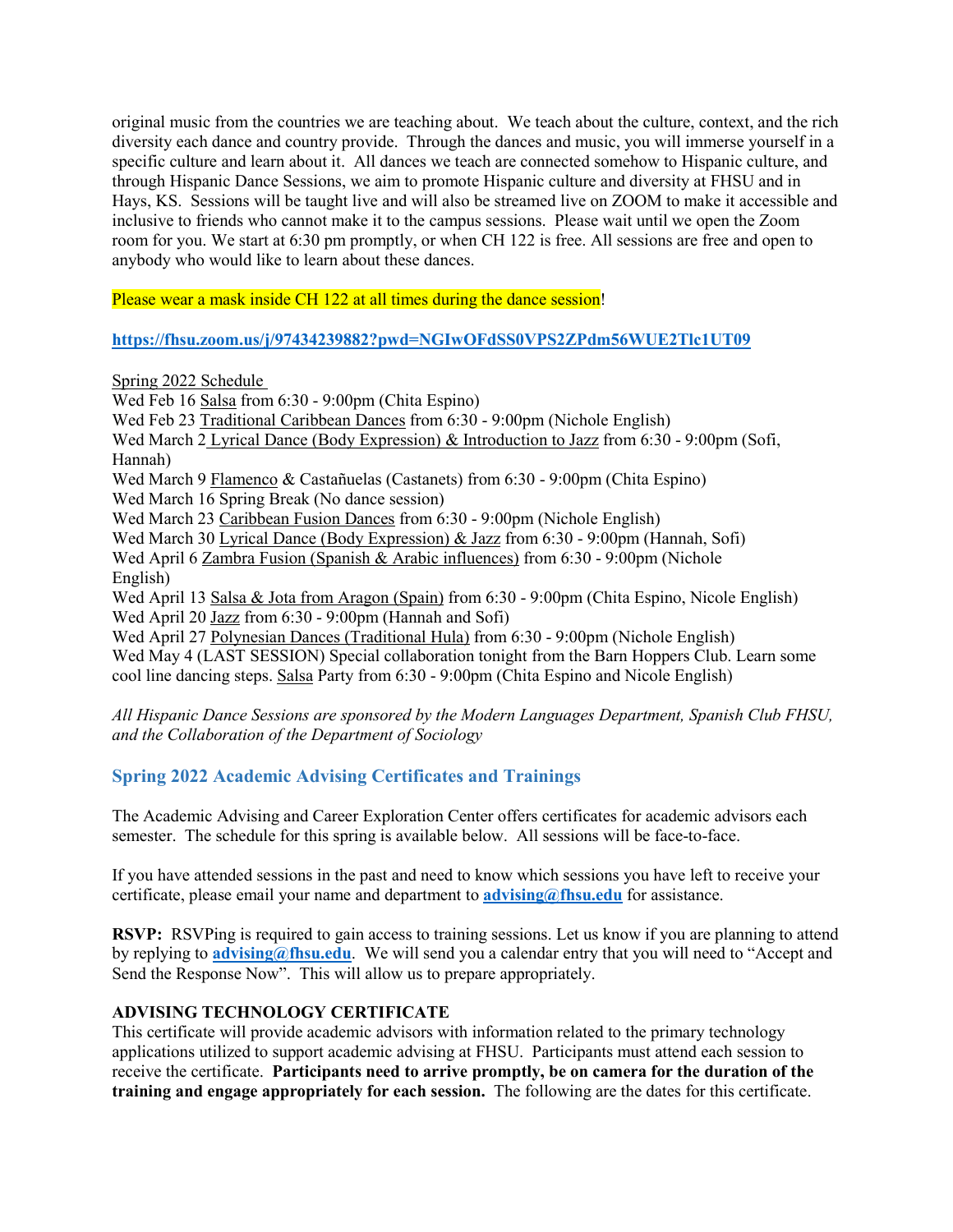original music from the countries we are teaching about. We teach about the culture, context, and the rich diversity each dance and country provide. Through the dances and music, you will immerse yourself in a specific culture and learn about it. All dances we teach are connected somehow to Hispanic culture, and through Hispanic Dance Sessions, we aim to promote Hispanic culture and diversity at FHSU and in Hays, KS. Sessions will be taught live and will also be streamed live on ZOOM to make it accessible and inclusive to friends who cannot make it to the campus sessions. Please wait until we open the Zoom room for you. We start at 6:30 pm promptly, or when CH 122 is free. All sessions are free and open to anybody who would like to learn about these dances.

Please wear a mask inside CH 122 at all times during the dance session!

**https://fhsu.zoom.us/j/97434239882?pwd=NGIwOFdSS0VPS2ZPdm56WUE2Tlc1UT09**

Spring 2022 Schedule

Wed Feb 16 Salsa from 6:30 - 9:00pm (Chita Espino)
Wed Feb 23 Traditional Caribbean Dances from 6:30 - 9:00pm (Nichole English)
Wed March 2 Lyrical Dance (Body Expression) & Introduction to Jazz from 6:30 - 9:00pm (Sofi, Hannah)
Wed March 9 Flamenco & Castañuelas (Castanets) from 6:30 - 9:00pm (Chita Espino)
Wed March 16 Spring Break (No dance session)
Wed March 23 Caribbean Fusion Dances from 6:30 - 9:00pm (Nichole English)
Wed March 30 Lyrical Dance (Body Expression) & Jazz from 6:30 - 9:00pm (Hannah, Sofi)
Wed April 6 Zambra Fusion (Spanish & Arabic influences) from 6:30 - 9:00pm (Nichole English)
Wed April 13 Salsa & Jota from Aragon (Spain) from 6:30 - 9:00pm (Chita Espino, Nicole English)
Wed April 20 Jazz from 6:30 - 9:00pm (Hannah and Sofi)
Wed April 27 Polynesian Dances (Traditional Hula) from 6:30 - 9:00pm (Nichole English)
Wed May 4 (LAST SESSION) Special collaboration tonight from the Barn Hoppers Club. Learn some cool line dancing steps. Salsa Party from 6:30 - 9:00pm (Chita Espino and Nicole English)

*All Hispanic Dance Sessions are sponsored by the Modern Languages Department, Spanish Club FHSU, and the Collaboration of the Department of Sociology*

## Spring 2022 Academic Advising Certificates and Trainings

The Academic Advising and Career Exploration Center offers certificates for academic advisors each semester. The schedule for this spring is available below. All sessions will be face-to-face.

If you have attended sessions in the past and need to know which sessions you have left to receive your certificate, please email your name and department to **advising@fhsu.edu** for assistance.

**RSVP:** RSVPing is required to gain access to training sessions. Let us know if you are planning to attend by replying to **advising@fhsu.edu**. We will send you a calendar entry that you will need to "Accept and Send the Response Now". This will allow us to prepare appropriately.

**ADVISING TECHNOLOGY CERTIFICATE**

This certificate will provide academic advisors with information related to the primary technology applications utilized to support academic advising at FHSU. Participants must attend each session to receive the certificate. **Participants need to arrive promptly, be on camera for the duration of the training and engage appropriately for each session.** The following are the dates for this certificate.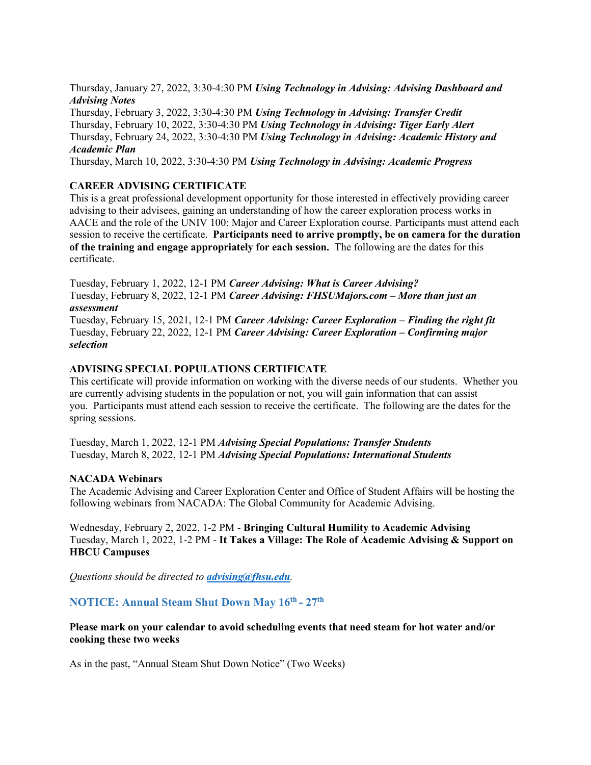Thursday, January 27, 2022, 3:30-4:30 PM ***Using Technology in Advising: Advising Dashboard and Advising Notes***
Thursday, February 3, 2022, 3:30-4:30 PM ***Using Technology in Advising: Transfer Credit***
Thursday, February 10, 2022, 3:30-4:30 PM ***Using Technology in Advising: Tiger Early Alert***
Thursday, February 24, 2022, 3:30-4:30 PM ***Using Technology in Advising: Academic History and Academic Plan***
Thursday, March 10, 2022, 3:30-4:30 PM ***Using Technology in Advising: Academic Progress***

**CAREER ADVISING CERTIFICATE**
This is a great professional development opportunity for those interested in effectively providing career advising to their advisees, gaining an understanding of how the career exploration process works in AACE and the role of the UNIV 100: Major and Career Exploration course. Participants must attend each session to receive the certificate. **Participants need to arrive promptly, be on camera for the duration of the training and engage appropriately for each session.** The following are the dates for this certificate.

Tuesday, February 1, 2022, 12-1 PM ***Career Advising: What is Career Advising?***
Tuesday, February 8, 2022, 12-1 PM ***Career Advising: FHSUMajors.com – More than just an assessment***
Tuesday, February 15, 2021, 12-1 PM ***Career Advising: Career Exploration – Finding the right fit***
Tuesday, February 22, 2022, 12-1 PM ***Career Advising: Career Exploration – Confirming major selection***

**ADVISING SPECIAL POPULATIONS CERTIFICATE**
This certificate will provide information on working with the diverse needs of our students. Whether you are currently advising students in the population or not, you will gain information that can assist you. Participants must attend each session to receive the certificate. The following are the dates for the spring sessions.

Tuesday, March 1, 2022, 12-1 PM ***Advising Special Populations: Transfer Students***
Tuesday, March 8, 2022, 12-1 PM ***Advising Special Populations: International Students***

**NACADA Webinars**
The Academic Advising and Career Exploration Center and Office of Student Affairs will be hosting the following webinars from NACADA: The Global Community for Academic Advising.

Wednesday, February 2, 2022, 1-2 PM - **Bringing Cultural Humility to Academic Advising**
Tuesday, March 1, 2022, 1-2 PM - **It Takes a Village: The Role of Academic Advising & Support on HBCU Campuses**

*Questions should be directed to* ***advising@fhsu.edu****.*

## NOTICE: Annual Steam Shut Down May 16th - 27th

**Please mark on your calendar to avoid scheduling events that need steam for hot water and/or cooking these two weeks**

As in the past, "Annual Steam Shut Down Notice" (Two Weeks)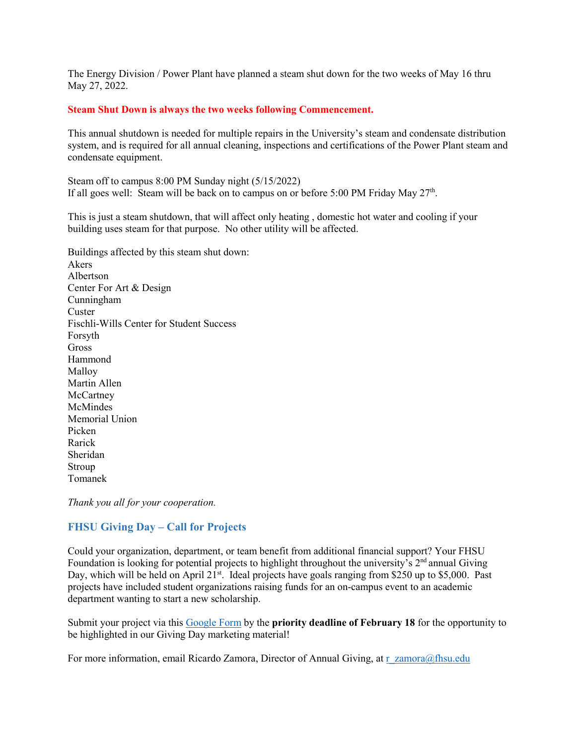The Energy Division / Power Plant have planned a steam shut down for the two weeks of May 16 thru May 27, 2022.

**Steam Shut Down is always the two weeks following Commencement.**

This annual shutdown is needed for multiple repairs in the University's steam and condensate distribution system, and is required for all annual cleaning, inspections and certifications of the Power Plant steam and condensate equipment.

Steam off to campus 8:00 PM Sunday night (5/15/2022)
If all goes well: Steam will be back on to campus on or before 5:00 PM Friday May 27th.

This is just a steam shutdown, that will affect only heating , domestic hot water and cooling if your building uses steam for that purpose. No other utility will be affected.

Buildings affected by this steam shut down:
Akers
Albertson
Center For Art & Design
Cunningham
Custer
Fischli-Wills Center for Student Success
Forsyth
Gross
Hammond
Malloy
Martin Allen
McCartney
McMindes
Memorial Union
Picken
Rarick
Sheridan
Stroup
Tomanek

*Thank you all for your cooperation.*

## FHSU Giving Day – Call for Projects

Could your organization, department, or team benefit from additional financial support? Your FHSU Foundation is looking for potential projects to highlight throughout the university's 2nd annual Giving Day, which will be held on April 21st. Ideal projects have goals ranging from $250 up to $5,000. Past projects have included student organizations raising funds for an on-campus event to an academic department wanting to start a new scholarship.

Submit your project via this Google Form by the **priority deadline of February 18** for the opportunity to be highlighted in our Giving Day marketing material!

For more information, email Ricardo Zamora, Director of Annual Giving, at r_zamora@fhsu.edu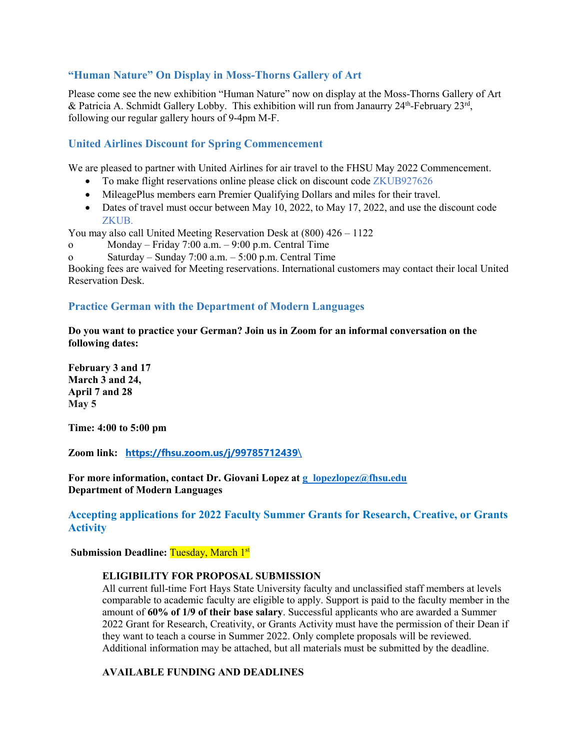### "Human Nature" On Display in Moss-Thorns Gallery of Art

Please come see the new exhibition "Human Nature" now on display at the Moss-Thorns Gallery of Art & Patricia A. Schmidt Gallery Lobby. This exhibition will run from Janaurry 24th-February 23rd, following our regular gallery hours of 9-4pm M-F.

### United Airlines Discount for Spring Commencement

We are pleased to partner with United Airlines for air travel to the FHSU May 2022 Commencement.

- To make flight reservations online please click on discount code ZKUB927626
- MileagePlus members earn Premier Qualifying Dollars and miles for their travel.
- Dates of travel must occur between May 10, 2022, to May 17, 2022, and use the discount code ZKUB.

You may also call United Meeting Reservation Desk at (800) 426 – 1122

- Monday – Friday 7:00 a.m. – 9:00 p.m. Central Time
- Saturday – Sunday 7:00 a.m. – 5:00 p.m. Central Time

Booking fees are waived for Meeting reservations. International customers may contact their local United Reservation Desk.

### Practice German with the Department of Modern Languages

**Do you want to practice your German? Join us in Zoom for an informal conversation on the following dates:**

**February 3 and 17**
**March 3 and 24,**
**April 7 and 28**
**May 5**

**Time: 4:00 to 5:00 pm**

**Zoom link: https://fhsu.zoom.us/j/99785712439\**

**For more information, contact Dr. Giovani Lopez at g_lopezlopez@fhsu.edu**
**Department of Modern Languages**

### Accepting applications for 2022 Faculty Summer Grants for Research, Creative, or Grants Activity

**Submission Deadline:** Tuesday, March 1st

**ELIGIBILITY FOR PROPOSAL SUBMISSION**

All current full-time Fort Hays State University faculty and unclassified staff members at levels comparable to academic faculty are eligible to apply. Support is paid to the faculty member in the amount of **60% of 1/9 of their base salary**. Successful applicants who are awarded a Summer 2022 Grant for Research, Creativity, or Grants Activity must have the permission of their Dean if they want to teach a course in Summer 2022. Only complete proposals will be reviewed. Additional information may be attached, but all materials must be submitted by the deadline.

**AVAILABLE FUNDING AND DEADLINES**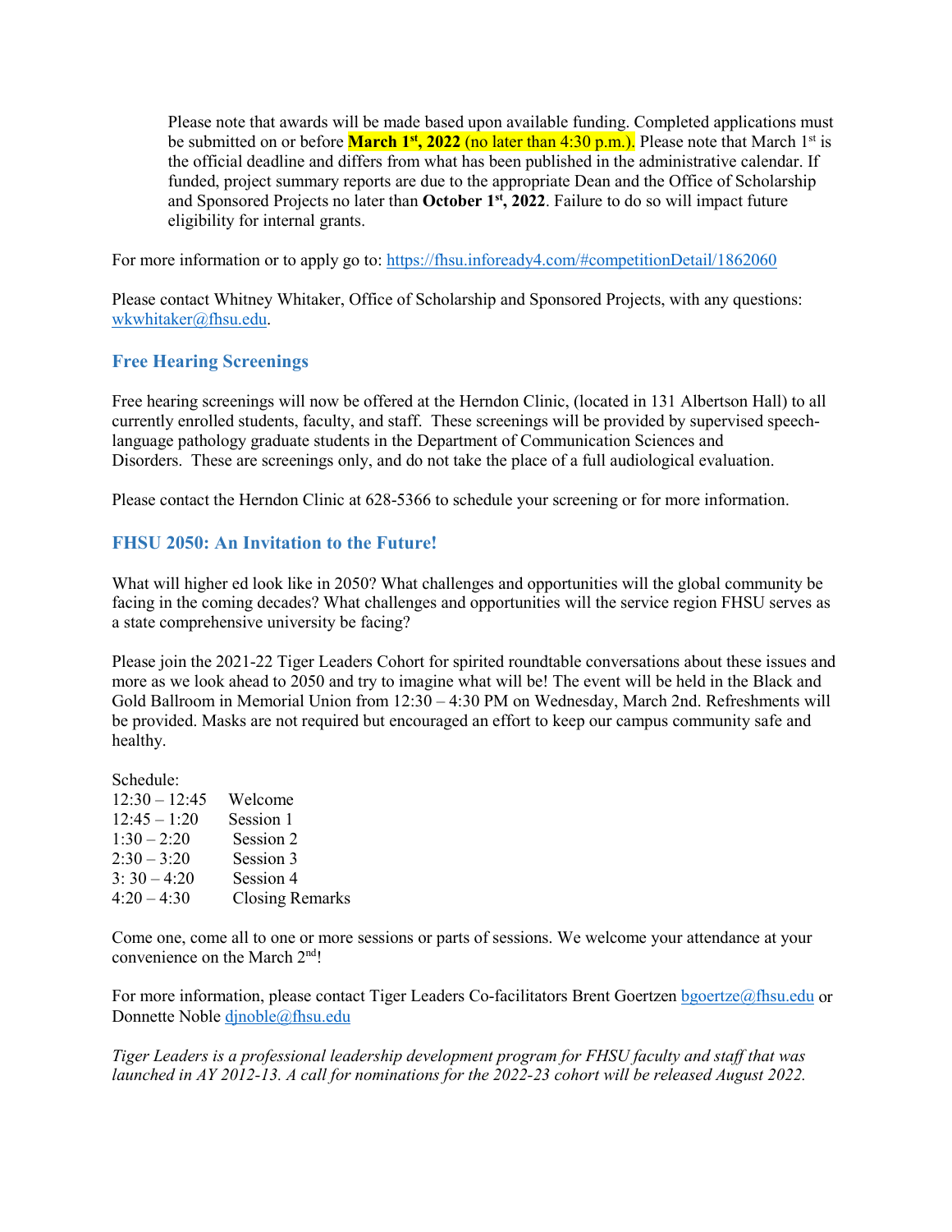Please note that awards will be made based upon available funding. Completed applications must be submitted on or before **March 1st, 2022** (no later than 4:30 p.m.). Please note that March 1st is the official deadline and differs from what has been published in the administrative calendar. If funded, project summary reports are due to the appropriate Dean and the Office of Scholarship and Sponsored Projects no later than **October 1st, 2022**. Failure to do so will impact future eligibility for internal grants.

For more information or to apply go to: https://fhsu.infoready4.com/#competitionDetail/1862060

Please contact Whitney Whitaker, Office of Scholarship and Sponsored Projects, with any questions: wkwhitaker@fhsu.edu.

### Free Hearing Screenings

Free hearing screenings will now be offered at the Herndon Clinic, (located in 131 Albertson Hall) to all currently enrolled students, faculty, and staff. These screenings will be provided by supervised speech-language pathology graduate students in the Department of Communication Sciences and Disorders. These are screenings only, and do not take the place of a full audiological evaluation.

Please contact the Herndon Clinic at 628-5366 to schedule your screening or for more information.

### FHSU 2050: An Invitation to the Future!

What will higher ed look like in 2050? What challenges and opportunities will the global community be facing in the coming decades? What challenges and opportunities will the service region FHSU serves as a state comprehensive university be facing?

Please join the 2021-22 Tiger Leaders Cohort for spirited roundtable conversations about these issues and more as we look ahead to 2050 and try to imagine what will be! The event will be held in the Black and Gold Ballroom in Memorial Union from 12:30 – 4:30 PM on Wednesday, March 2nd. Refreshments will be provided. Masks are not required but encouraged an effort to keep our campus community safe and healthy.

Schedule:

| | |
|---|---|
| 12:30 – 12:45 | Welcome |
| 12:45 – 1:20 | Session 1 |
| 1:30 – 2:20 | Session 2 |
| 2:30 – 3:20 | Session 3 |
| 3: 30 – 4:20 | Session 4 |
| 4:20 – 4:30 | Closing Remarks |

Come one, come all to one or more sessions or parts of sessions. We welcome your attendance at your convenience on the March 2nd!

For more information, please contact Tiger Leaders Co-facilitators Brent Goertzen bgoertze@fhsu.edu or Donnette Noble djnoble@fhsu.edu

*Tiger Leaders is a professional leadership development program for FHSU faculty and staff that was launched in AY 2012-13. A call for nominations for the 2022-23 cohort will be released August 2022.*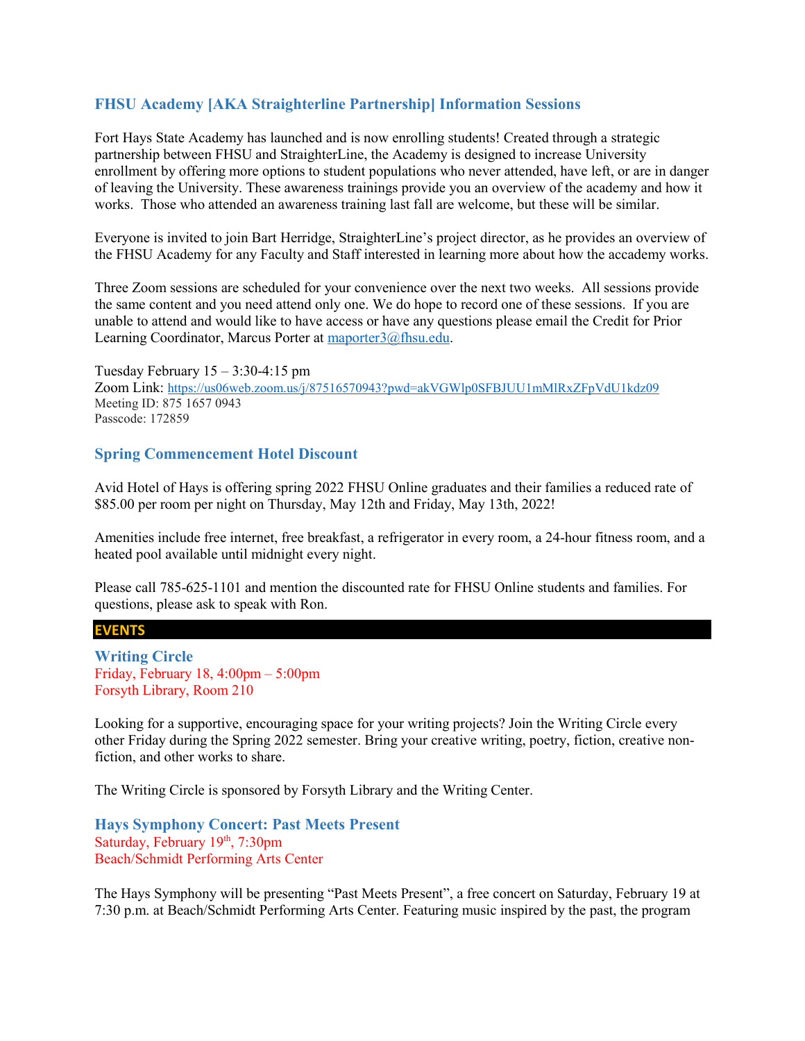## FHSU Academy [AKA Straighterline Partnership] Information Sessions

Fort Hays State Academy has launched and is now enrolling students! Created through a strategic partnership between FHSU and StraighterLine, the Academy is designed to increase University enrollment by offering more options to student populations who never attended, have left, or are in danger of leaving the University. These awareness trainings provide you an overview of the academy and how it works. Those who attended an awareness training last fall are welcome, but these will be similar.

Everyone is invited to join Bart Herridge, StraighterLine's project director, as he provides an overview of the FHSU Academy for any Faculty and Staff interested in learning more about how the accademy works.

Three Zoom sessions are scheduled for your convenience over the next two weeks. All sessions provide the same content and you need attend only one. We do hope to record one of these sessions. If you are unable to attend and would like to have access or have any questions please email the Credit for Prior Learning Coordinator, Marcus Porter at [maporter3@fhsu.edu](mailto:maporter3@fhsu.edu).

Tuesday February 15 – 3:30-4:15 pm
Zoom Link: [https://us06web.zoom.us/j/87516570943?pwd=akVGWlp0SFBJUU1mMlRxZFpVdU1kdz09](https://us06web.zoom.us/j/87516570943?pwd=akVGWlp0SFBJUU1mMlRxZFpVdU1kdz09)
Meeting ID: 875 1657 0943
Passcode: 172859

## Spring Commencement Hotel Discount

Avid Hotel of Hays is offering spring 2022 FHSU Online graduates and their families a reduced rate of $85.00 per room per night on Thursday, May 12th and Friday, May 13th, 2022!

Amenities include free internet, free breakfast, a refrigerator in every room, a 24-hour fitness room, and a heated pool available until midnight every night.

Please call 785-625-1101 and mention the discounted rate for FHSU Online students and families. For questions, please ask to speak with Ron.

# EVENTS

## Writing Circle

Friday, February 18, 4:00pm – 5:00pm
Forsyth Library, Room 210

Looking for a supportive, encouraging space for your writing projects? Join the Writing Circle every other Friday during the Spring 2022 semester. Bring your creative writing, poetry, fiction, creative non-fiction, and other works to share.

The Writing Circle is sponsored by Forsyth Library and the Writing Center.

## Hays Symphony Concert: Past Meets Present

Saturday, February 19th, 7:30pm
Beach/Schmidt Performing Arts Center

The Hays Symphony will be presenting "Past Meets Present", a free concert on Saturday, February 19 at 7:30 p.m. at Beach/Schmidt Performing Arts Center. Featuring music inspired by the past, the program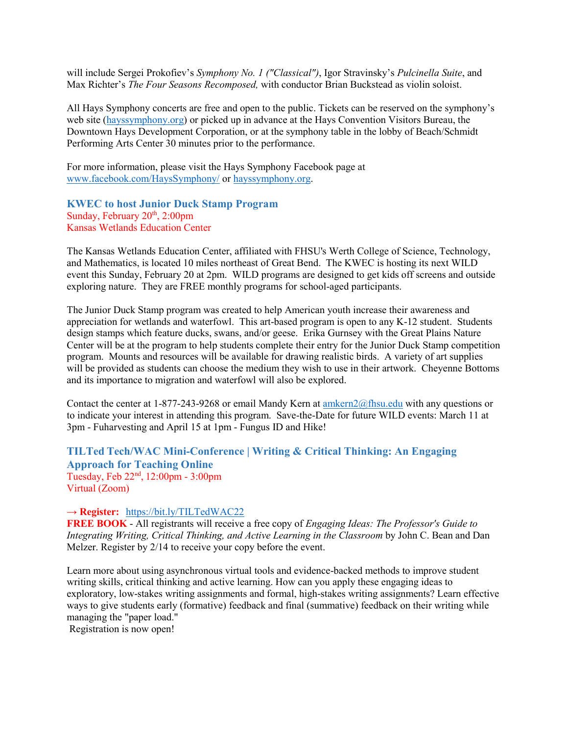will include Sergei Prokofiev's *Symphony No. 1 ("Classical")*, Igor Stravinsky's *Pulcinella Suite*, and Max Richter's *The Four Seasons Recomposed,* with conductor Brian Buckstead as violin soloist.

All Hays Symphony concerts are free and open to the public. Tickets can be reserved on the symphony's web site (hayssymphony.org) or picked up in advance at the Hays Convention Visitors Bureau, the Downtown Hays Development Corporation, or at the symphony table in the lobby of Beach/Schmidt Performing Arts Center 30 minutes prior to the performance.

For more information, please visit the Hays Symphony Facebook page at www.facebook.com/HaysSymphony/ or hayssymphony.org.

### KWEC to host Junior Duck Stamp Program

Sunday, February 20th, 2:00pm
Kansas Wetlands Education Center

The Kansas Wetlands Education Center, affiliated with FHSU's Werth College of Science, Technology, and Mathematics, is located 10 miles northeast of Great Bend. The KWEC is hosting its next WILD event this Sunday, February 20 at 2pm. WILD programs are designed to get kids off screens and outside exploring nature. They are FREE monthly programs for school-aged participants.

The Junior Duck Stamp program was created to help American youth increase their awareness and appreciation for wetlands and waterfowl. This art-based program is open to any K-12 student. Students design stamps which feature ducks, swans, and/or geese. Erika Gurnsey with the Great Plains Nature Center will be at the program to help students complete their entry for the Junior Duck Stamp competition program. Mounts and resources will be available for drawing realistic birds. A variety of art supplies will be provided as students can choose the medium they wish to use in their artwork. Cheyenne Bottoms and its importance to migration and waterfowl will also be explored.

Contact the center at 1-877-243-9268 or email Mandy Kern at amkern2@fhsu.edu with any questions or to indicate your interest in attending this program. Save-the-Date for future WILD events: March 11 at 3pm - Fuharvesting and April 15 at 1pm - Fungus ID and Hike!

### TILTed Tech/WAC Mini-Conference | Writing & Critical Thinking: An Engaging Approach for Teaching Online

Tuesday, Feb 22nd, 12:00pm - 3:00pm
Virtual (Zoom)

→ **Register:** https://bit.ly/TILTedWAC22
**FREE BOOK** - All registrants will receive a free copy of *Engaging Ideas: The Professor's Guide to Integrating Writing, Critical Thinking, and Active Learning in the Classroom* by John C. Bean and Dan Melzer. Register by 2/14 to receive your copy before the event.

Learn more about using asynchronous virtual tools and evidence-backed methods to improve student writing skills, critical thinking and active learning. How can you apply these engaging ideas to exploratory, low-stakes writing assignments and formal, high-stakes writing assignments? Learn effective ways to give students early (formative) feedback and final (summative) feedback on their writing while managing the "paper load."
Registration is now open!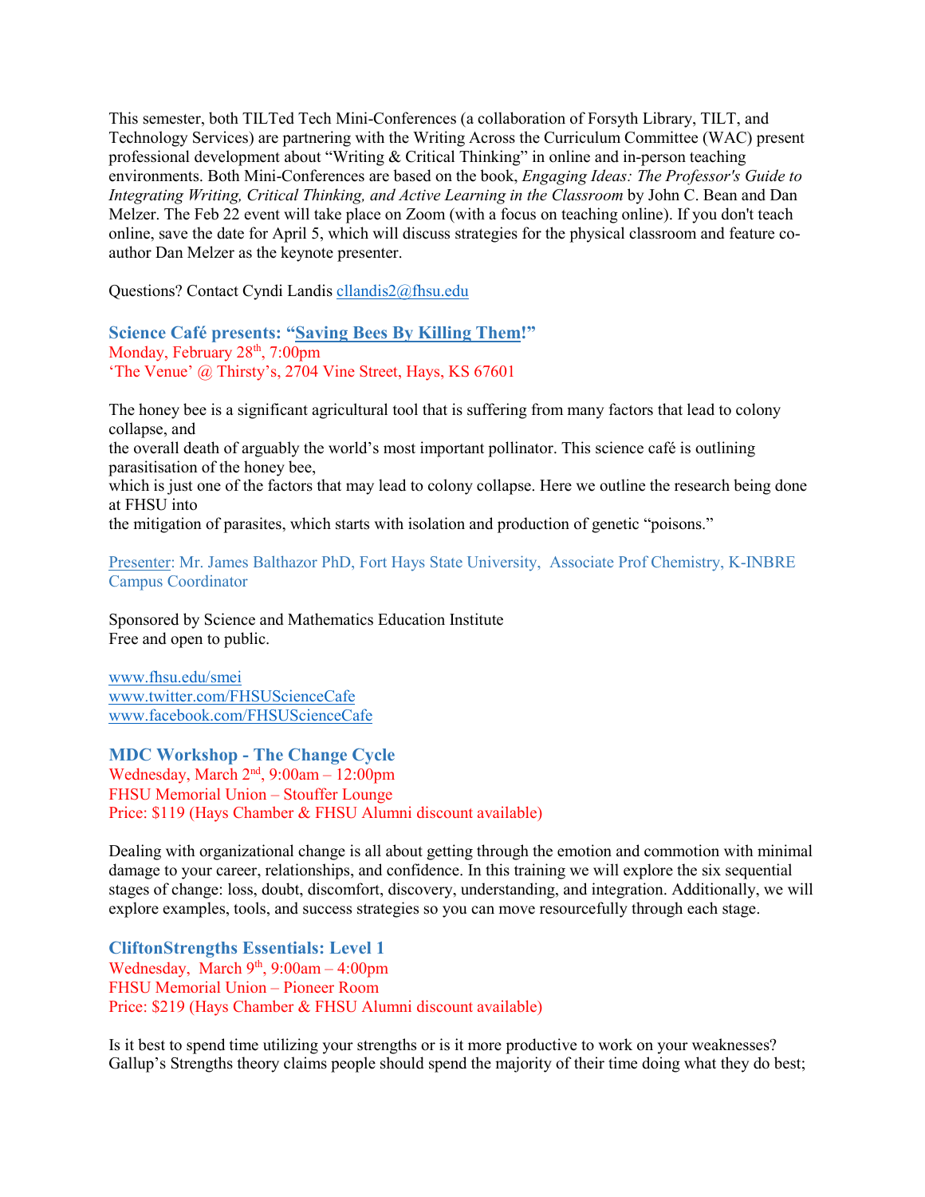This semester, both TILTed Tech Mini-Conferences (a collaboration of Forsyth Library, TILT, and Technology Services) are partnering with the Writing Across the Curriculum Committee (WAC) present professional development about "Writing & Critical Thinking" in online and in-person teaching environments. Both Mini-Conferences are based on the book, *Engaging Ideas: The Professor's Guide to Integrating Writing, Critical Thinking, and Active Learning in the Classroom* by John C. Bean and Dan Melzer. The Feb 22 event will take place on Zoom (with a focus on teaching online). If you don't teach online, save the date for April 5, which will discuss strategies for the physical classroom and feature co-author Dan Melzer as the keynote presenter.

Questions? Contact Cyndi Landis cllandis2@fhsu.edu

### Science Café presents: "Saving Bees By Killing Them!"

Monday, February 28th, 7:00pm
'The Venue' @ Thirsty's, 2704 Vine Street, Hays, KS 67601

The honey bee is a significant agricultural tool that is suffering from many factors that lead to colony collapse, and
the overall death of arguably the world's most important pollinator. This science café is outlining parasitisation of the honey bee,
which is just one of the factors that may lead to colony collapse. Here we outline the research being done at FHSU into
the mitigation of parasites, which starts with isolation and production of genetic "poisons."

Presenter: Mr. James Balthazor PhD, Fort Hays State University, Associate Prof Chemistry, K-INBRE Campus Coordinator

Sponsored by Science and Mathematics Education Institute
Free and open to public.

www.fhsu.edu/smei
www.twitter.com/FHSUScienceCafe
www.facebook.com/FHSUScienceCafe

### MDC Workshop - The Change Cycle

Wednesday, March 2nd, 9:00am – 12:00pm
FHSU Memorial Union – Stouffer Lounge
Price: $119 (Hays Chamber & FHSU Alumni discount available)

Dealing with organizational change is all about getting through the emotion and commotion with minimal damage to your career, relationships, and confidence. In this training we will explore the six sequential stages of change: loss, doubt, discomfort, discovery, understanding, and integration. Additionally, we will explore examples, tools, and success strategies so you can move resourcefully through each stage.

### CliftonStrengths Essentials: Level 1

Wednesday, March 9th, 9:00am – 4:00pm
FHSU Memorial Union – Pioneer Room
Price: $219 (Hays Chamber & FHSU Alumni discount available)

Is it best to spend time utilizing your strengths or is it more productive to work on your weaknesses? Gallup's Strengths theory claims people should spend the majority of their time doing what they do best;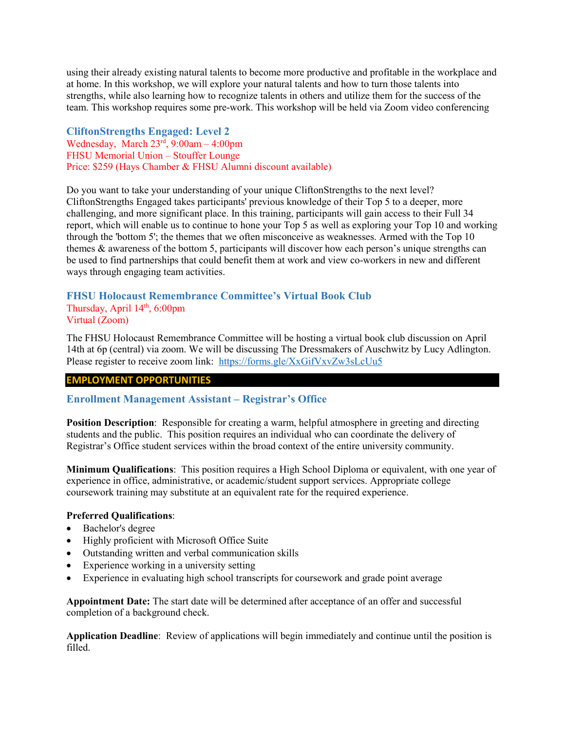using their already existing natural talents to become more productive and profitable in the workplace and at home. In this workshop, we will explore your natural talents and how to turn those talents into strengths, while also learning how to recognize talents in others and utilize them for the success of the team. This workshop requires some pre-work. This workshop will be held via Zoom video conferencing

### CliftonStrengths Engaged: Level 2

Wednesday, March 23rd, 9:00am – 4:00pm
FHSU Memorial Union – Stouffer Lounge
Price: $259 (Hays Chamber & FHSU Alumni discount available)

Do you want to take your understanding of your unique CliftonStrengths to the next level? CliftonStrengths Engaged takes participants' previous knowledge of their Top 5 to a deeper, more challenging, and more significant place. In this training, participants will gain access to their Full 34 report, which will enable us to continue to hone your Top 5 as well as exploring your Top 10 and working through the 'bottom 5'; the themes that we often misconceive as weaknesses. Armed with the Top 10 themes & awareness of the bottom 5, participants will discover how each person's unique strengths can be used to find partnerships that could benefit them at work and view co-workers in new and different ways through engaging team activities.

### FHSU Holocaust Remembrance Committee's Virtual Book Club

Thursday, April 14th, 6:00pm
Virtual (Zoom)

The FHSU Holocaust Remembrance Committee will be hosting a virtual book club discussion on April 14th at 6p (central) via zoom. We will be discussing The Dressmakers of Auschwitz by Lucy Adlington. Please register to receive zoom link: https://forms.gle/XxGifVxvZw3sLcUu5

## EMPLOYMENT OPPORTUNITIES

### Enrollment Management Assistant – Registrar's Office

**Position Description**: Responsible for creating a warm, helpful atmosphere in greeting and directing students and the public. This position requires an individual who can coordinate the delivery of Registrar's Office student services within the broad context of the entire university community.

**Minimum Qualifications**: This position requires a High School Diploma or equivalent, with one year of experience in office, administrative, or academic/student support services. Appropriate college coursework training may substitute at an equivalent rate for the required experience.

**Preferred Qualifications**:

- Bachelor's degree
- Highly proficient with Microsoft Office Suite
- Outstanding written and verbal communication skills
- Experience working in a university setting
- Experience in evaluating high school transcripts for coursework and grade point average

**Appointment Date:** The start date will be determined after acceptance of an offer and successful completion of a background check.

**Application Deadline**: Review of applications will begin immediately and continue until the position is filled.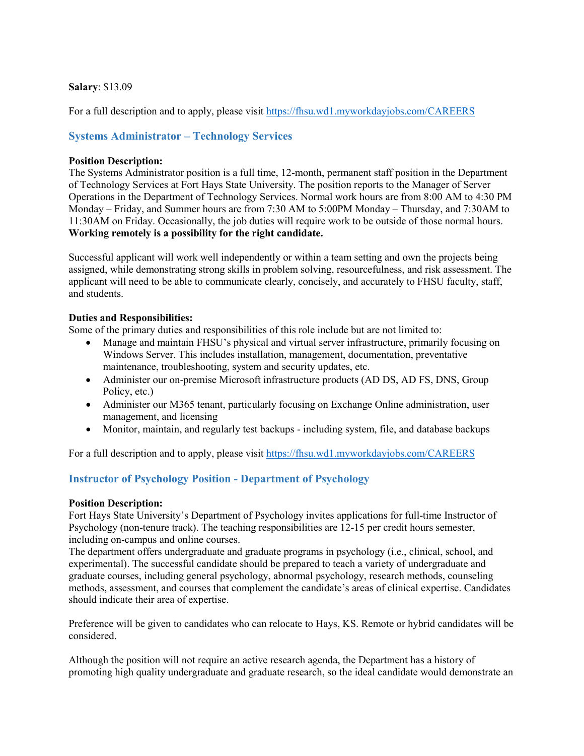**Salary**: $13.09

For a full description and to apply, please visit https://fhsu.wd1.myworkdayjobs.com/CAREERS

## Systems Administrator – Technology Services

**Position Description:**
The Systems Administrator position is a full time, 12-month, permanent staff position in the Department of Technology Services at Fort Hays State University. The position reports to the Manager of Server Operations in the Department of Technology Services. Normal work hours are from 8:00 AM to 4:30 PM Monday – Friday, and Summer hours are from 7:30 AM to 5:00PM Monday – Thursday, and 7:30AM to 11:30AM on Friday. Occasionally, the job duties will require work to be outside of those normal hours. **Working remotely is a possibility for the right candidate.**

Successful applicant will work well independently or within a team setting and own the projects being assigned, while demonstrating strong skills in problem solving, resourcefulness, and risk assessment. The applicant will need to be able to communicate clearly, concisely, and accurately to FHSU faculty, staff, and students.

**Duties and Responsibilities:**
Some of the primary duties and responsibilities of this role include but are not limited to:

- Manage and maintain FHSU's physical and virtual server infrastructure, primarily focusing on Windows Server. This includes installation, management, documentation, preventative maintenance, troubleshooting, system and security updates, etc.
- Administer our on-premise Microsoft infrastructure products (AD DS, AD FS, DNS, Group Policy, etc.)
- Administer our M365 tenant, particularly focusing on Exchange Online administration, user management, and licensing
- Monitor, maintain, and regularly test backups - including system, file, and database backups

For a full description and to apply, please visit https://fhsu.wd1.myworkdayjobs.com/CAREERS

## Instructor of Psychology Position - Department of Psychology

**Position Description:**
Fort Hays State University's Department of Psychology invites applications for full-time Instructor of Psychology (non-tenure track). The teaching responsibilities are 12-15 per credit hours semester, including on-campus and online courses.
The department offers undergraduate and graduate programs in psychology (i.e., clinical, school, and experimental). The successful candidate should be prepared to teach a variety of undergraduate and graduate courses, including general psychology, abnormal psychology, research methods, counseling methods, assessment, and courses that complement the candidate's areas of clinical expertise. Candidates should indicate their area of expertise.

Preference will be given to candidates who can relocate to Hays, KS. Remote or hybrid candidates will be considered.

Although the position will not require an active research agenda, the Department has a history of promoting high quality undergraduate and graduate research, so the ideal candidate would demonstrate an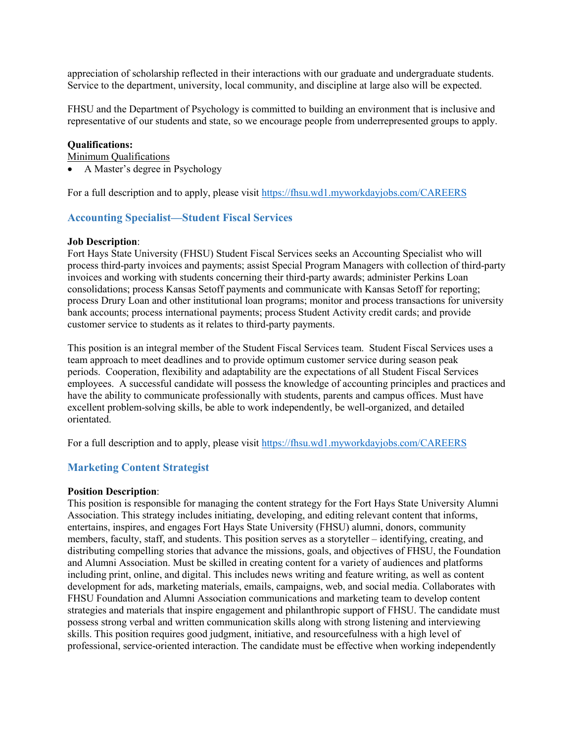appreciation of scholarship reflected in their interactions with our graduate and undergraduate students. Service to the department, university, local community, and discipline at large also will be expected.

FHSU and the Department of Psychology is committed to building an environment that is inclusive and representative of our students and state, so we encourage people from underrepresented groups to apply.

**Qualifications:**

Minimum Qualifications

- A Master's degree in Psychology

For a full description and to apply, please visit https://fhsu.wd1.myworkdayjobs.com/CAREERS

## Accounting Specialist—Student Fiscal Services

**Job Description**:
Fort Hays State University (FHSU) Student Fiscal Services seeks an Accounting Specialist who will process third-party invoices and payments; assist Special Program Managers with collection of third-party invoices and working with students concerning their third-party awards; administer Perkins Loan consolidations; process Kansas Setoff payments and communicate with Kansas Setoff for reporting; process Drury Loan and other institutional loan programs; monitor and process transactions for university bank accounts; process international payments; process Student Activity credit cards; and provide customer service to students as it relates to third-party payments.

This position is an integral member of the Student Fiscal Services team. Student Fiscal Services uses a team approach to meet deadlines and to provide optimum customer service during season peak periods. Cooperation, flexibility and adaptability are the expectations of all Student Fiscal Services employees. A successful candidate will possess the knowledge of accounting principles and practices and have the ability to communicate professionally with students, parents and campus offices. Must have excellent problem-solving skills, be able to work independently, be well-organized, and detailed orientated.

For a full description and to apply, please visit https://fhsu.wd1.myworkdayjobs.com/CAREERS

## Marketing Content Strategist

**Position Description**:
This position is responsible for managing the content strategy for the Fort Hays State University Alumni Association. This strategy includes initiating, developing, and editing relevant content that informs, entertains, inspires, and engages Fort Hays State University (FHSU) alumni, donors, community members, faculty, staff, and students. This position serves as a storyteller – identifying, creating, and distributing compelling stories that advance the missions, goals, and objectives of FHSU, the Foundation and Alumni Association. Must be skilled in creating content for a variety of audiences and platforms including print, online, and digital. This includes news writing and feature writing, as well as content development for ads, marketing materials, emails, campaigns, web, and social media. Collaborates with FHSU Foundation and Alumni Association communications and marketing team to develop content strategies and materials that inspire engagement and philanthropic support of FHSU. The candidate must possess strong verbal and written communication skills along with strong listening and interviewing skills. This position requires good judgment, initiative, and resourcefulness with a high level of professional, service-oriented interaction. The candidate must be effective when working independently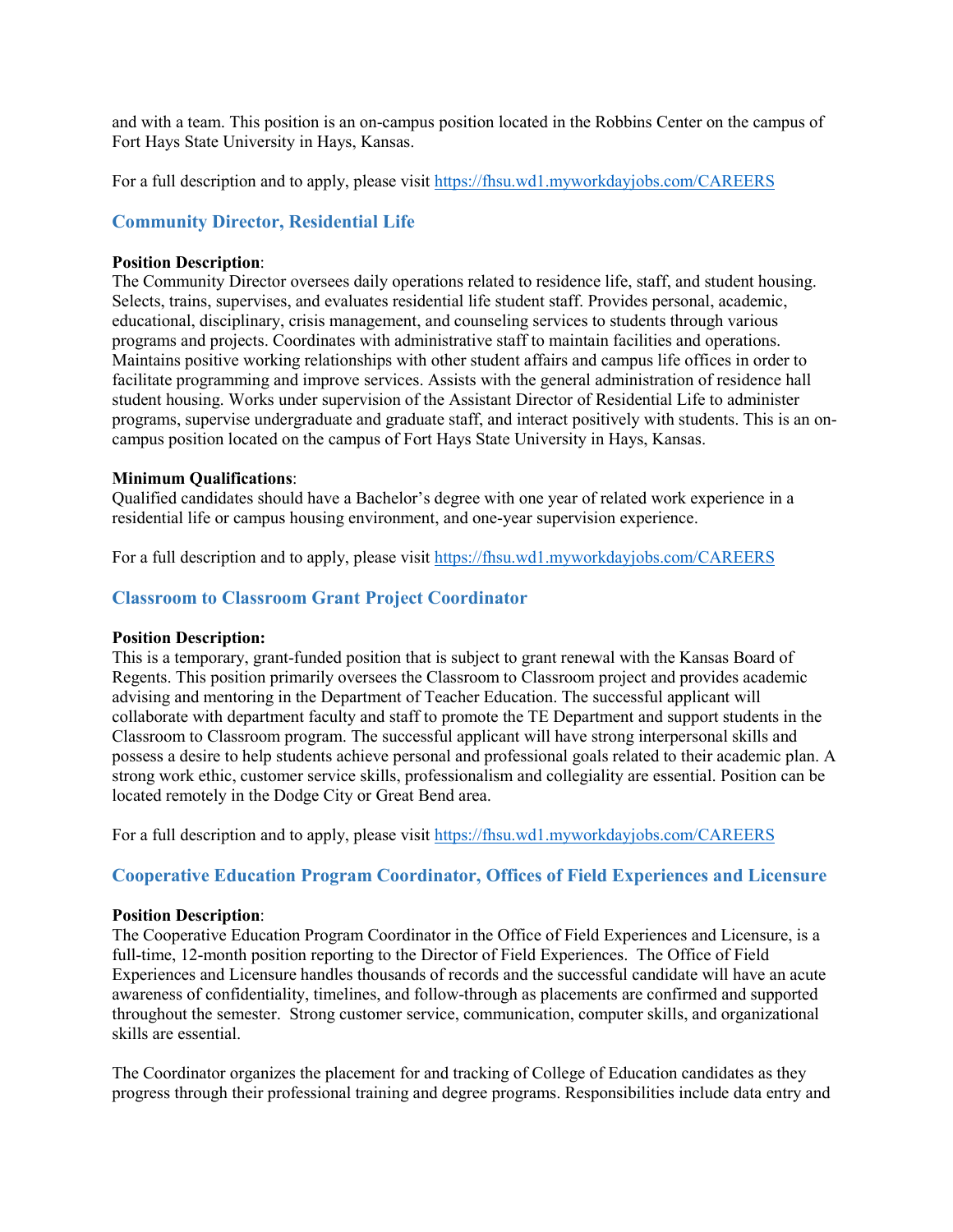and with a team. This position is an on-campus position located in the Robbins Center on the campus of Fort Hays State University in Hays, Kansas.

For a full description and to apply, please visit https://fhsu.wd1.myworkdayjobs.com/CAREERS

### Community Director, Residential Life

**Position Description**:
The Community Director oversees daily operations related to residence life, staff, and student housing. Selects, trains, supervises, and evaluates residential life student staff. Provides personal, academic, educational, disciplinary, crisis management, and counseling services to students through various programs and projects. Coordinates with administrative staff to maintain facilities and operations. Maintains positive working relationships with other student affairs and campus life offices in order to facilitate programming and improve services. Assists with the general administration of residence hall student housing. Works under supervision of the Assistant Director of Residential Life to administer programs, supervise undergraduate and graduate staff, and interact positively with students. This is an on-campus position located on the campus of Fort Hays State University in Hays, Kansas.

**Minimum Qualifications**:
Qualified candidates should have a Bachelor's degree with one year of related work experience in a residential life or campus housing environment, and one-year supervision experience.

For a full description and to apply, please visit https://fhsu.wd1.myworkdayjobs.com/CAREERS

### Classroom to Classroom Grant Project Coordinator

**Position Description:**
This is a temporary, grant-funded position that is subject to grant renewal with the Kansas Board of Regents. This position primarily oversees the Classroom to Classroom project and provides academic advising and mentoring in the Department of Teacher Education. The successful applicant will collaborate with department faculty and staff to promote the TE Department and support students in the Classroom to Classroom program. The successful applicant will have strong interpersonal skills and possess a desire to help students achieve personal and professional goals related to their academic plan. A strong work ethic, customer service skills, professionalism and collegiality are essential. Position can be located remotely in the Dodge City or Great Bend area.

For a full description and to apply, please visit https://fhsu.wd1.myworkdayjobs.com/CAREERS

### Cooperative Education Program Coordinator, Offices of Field Experiences and Licensure

**Position Description**:
The Cooperative Education Program Coordinator in the Office of Field Experiences and Licensure, is a full-time, 12-month position reporting to the Director of Field Experiences. The Office of Field Experiences and Licensure handles thousands of records and the successful candidate will have an acute awareness of confidentiality, timelines, and follow-through as placements are confirmed and supported throughout the semester. Strong customer service, communication, computer skills, and organizational skills are essential.

The Coordinator organizes the placement for and tracking of College of Education candidates as they progress through their professional training and degree programs. Responsibilities include data entry and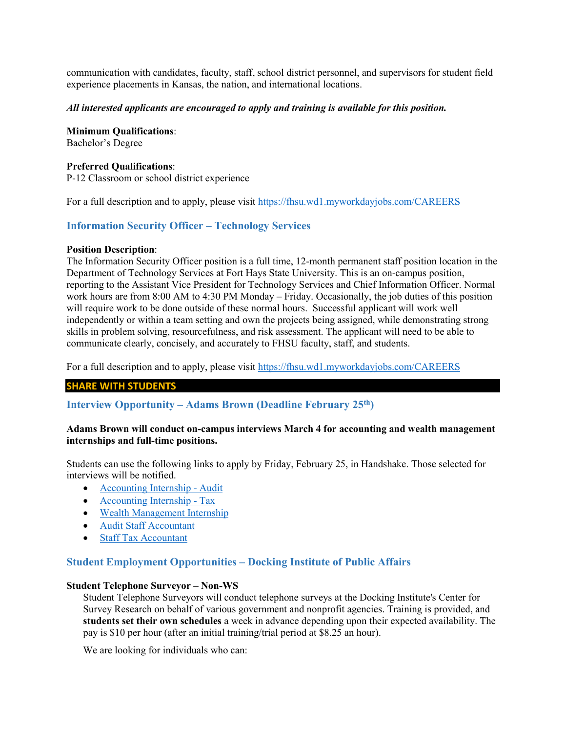communication with candidates, faculty, staff, school district personnel, and supervisors for student field experience placements in Kansas, the nation, and international locations.

***All interested applicants are encouraged to apply and training is available for this position.***

**Minimum Qualifications**:
Bachelor's Degree

**Preferred Qualifications**:
P-12 Classroom or school district experience

For a full description and to apply, please visit https://fhsu.wd1.myworkdayjobs.com/CAREERS

### Information Security Officer – Technology Services

**Position Description**:
The Information Security Officer position is a full time, 12-month permanent staff position location in the Department of Technology Services at Fort Hays State University. This is an on-campus position, reporting to the Assistant Vice President for Technology Services and Chief Information Officer. Normal work hours are from 8:00 AM to 4:30 PM Monday – Friday. Occasionally, the job duties of this position will require work to be done outside of these normal hours. Successful applicant will work well independently or within a team setting and own the projects being assigned, while demonstrating strong skills in problem solving, resourcefulness, and risk assessment. The applicant will need to be able to communicate clearly, concisely, and accurately to FHSU faculty, staff, and students.

For a full description and to apply, please visit https://fhsu.wd1.myworkdayjobs.com/CAREERS

## SHARE WITH STUDENTS

### Interview Opportunity – Adams Brown (Deadline February 25th)

**Adams Brown will conduct on-campus interviews March 4 for accounting and wealth management internships and full-time positions.**

Students can use the following links to apply by Friday, February 25, in Handshake. Those selected for interviews will be notified.

- Accounting Internship - Audit
- Accounting Internship - Tax
- Wealth Management Internship
- Audit Staff Accountant
- Staff Tax Accountant

### Student Employment Opportunities – Docking Institute of Public Affairs

**Student Telephone Surveyor – Non-WS**

Student Telephone Surveyors will conduct telephone surveys at the Docking Institute's Center for Survey Research on behalf of various government and nonprofit agencies. Training is provided, and **students set their own schedules** a week in advance depending upon their expected availability. The pay is $10 per hour (after an initial training/trial period at $8.25 an hour).

We are looking for individuals who can: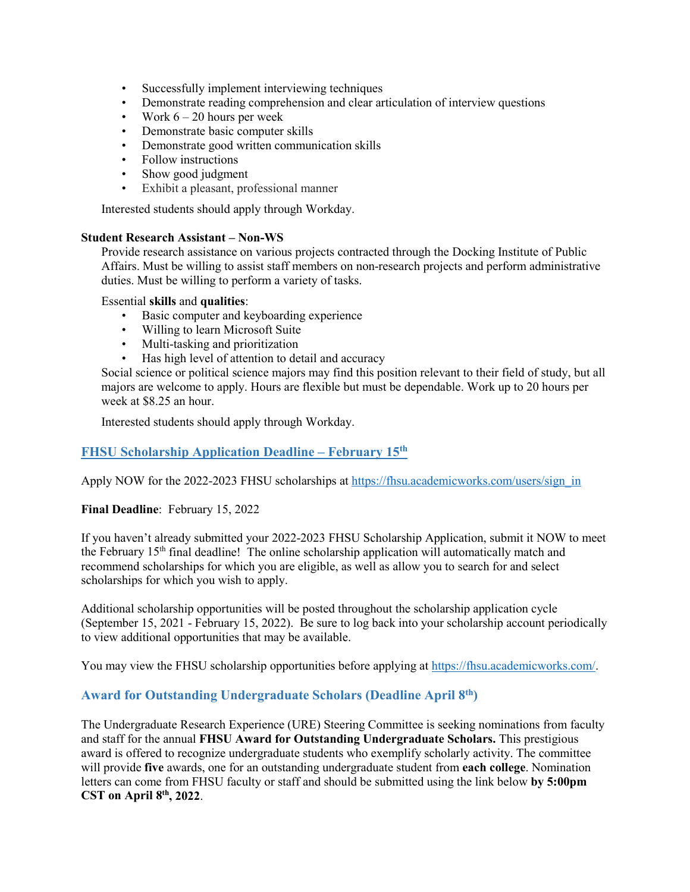- Successfully implement interviewing techniques
- Demonstrate reading comprehension and clear articulation of interview questions
- Work 6 – 20 hours per week
- Demonstrate basic computer skills
- Demonstrate good written communication skills
- Follow instructions
- Show good judgment
- Exhibit a pleasant, professional manner

Interested students should apply through Workday.

**Student Research Assistant – Non-WS**

Provide research assistance on various projects contracted through the Docking Institute of Public Affairs. Must be willing to assist staff members on non-research projects and perform administrative duties. Must be willing to perform a variety of tasks.

Essential **skills** and **qualities**:

- Basic computer and keyboarding experience
- Willing to learn Microsoft Suite
- Multi-tasking and prioritization
- Has high level of attention to detail and accuracy

Social science or political science majors may find this position relevant to their field of study, but all majors are welcome to apply. Hours are flexible but must be dependable. Work up to 20 hours per week at $8.25 an hour.

Interested students should apply through Workday.

## FHSU Scholarship Application Deadline – February 15th

Apply NOW for the 2022-2023 FHSU scholarships at https://fhsu.academicworks.com/users/sign_in

**Final Deadline**: February 15, 2022

If you haven't already submitted your 2022-2023 FHSU Scholarship Application, submit it NOW to meet the February 15th final deadline! The online scholarship application will automatically match and recommend scholarships for which you are eligible, as well as allow you to search for and select scholarships for which you wish to apply.

Additional scholarship opportunities will be posted throughout the scholarship application cycle (September 15, 2021 - February 15, 2022). Be sure to log back into your scholarship account periodically to view additional opportunities that may be available.

You may view the FHSU scholarship opportunities before applying at https://fhsu.academicworks.com/.

## Award for Outstanding Undergraduate Scholars (Deadline April 8th)

The Undergraduate Research Experience (URE) Steering Committee is seeking nominations from faculty and staff for the annual **FHSU Award for Outstanding Undergraduate Scholars.** This prestigious award is offered to recognize undergraduate students who exemplify scholarly activity. The committee will provide **five** awards, one for an outstanding undergraduate student from **each college**. Nomination letters can come from FHSU faculty or staff and should be submitted using the link below **by 5:00pm CST on April 8th, 2022**.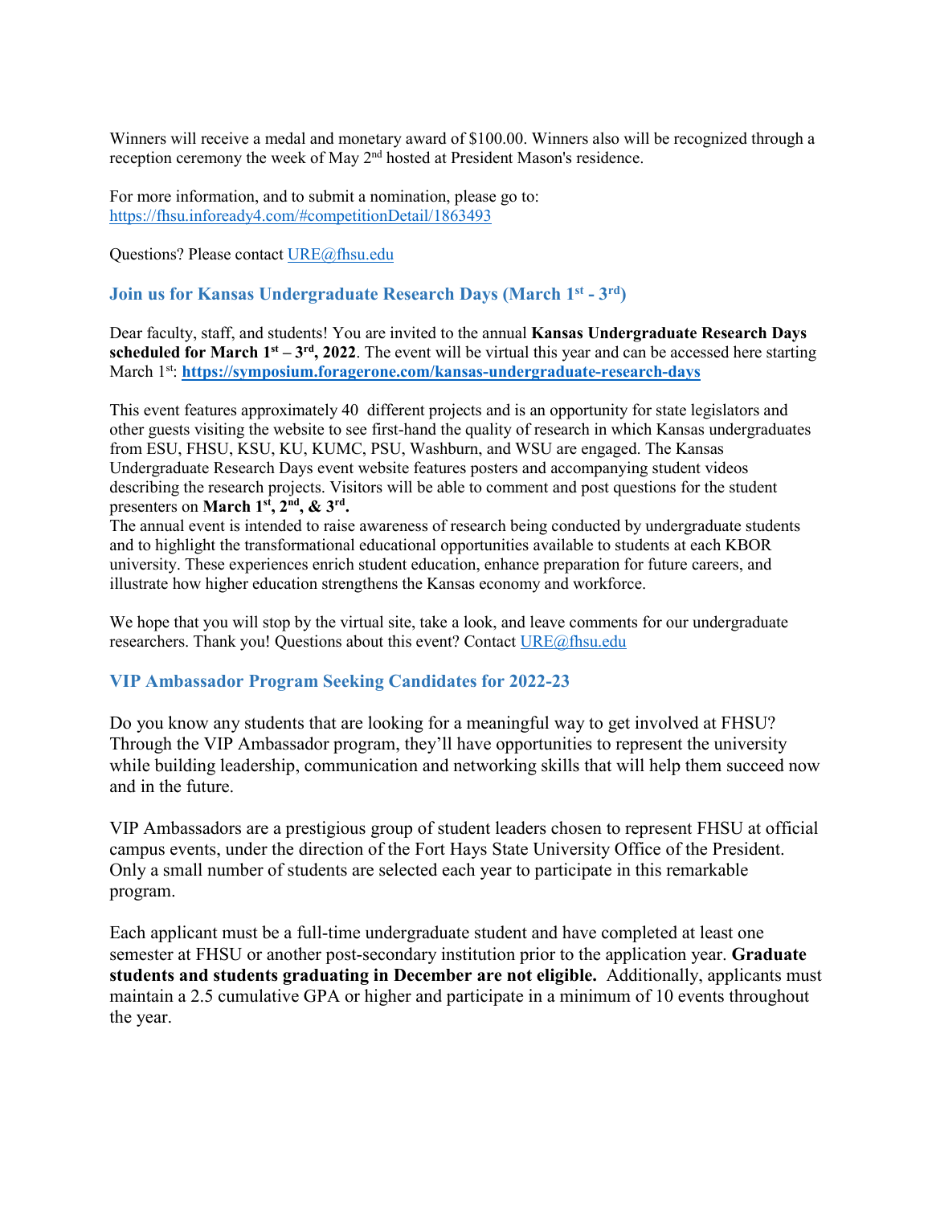Winners will receive a medal and monetary award of $100.00. Winners also will be recognized through a reception ceremony the week of May 2nd hosted at President Mason's residence.

For more information, and to submit a nomination, please go to: https://fhsu.infoready4.com/#competitionDetail/1863493

Questions? Please contact URE@fhsu.edu

### Join us for Kansas Undergraduate Research Days (March 1st - 3rd)

Dear faculty, staff, and students! You are invited to the annual **Kansas Undergraduate Research Days scheduled for March 1st – 3rd, 2022**. The event will be virtual this year and can be accessed here starting March 1st: **https://symposium.foragerone.com/kansas-undergraduate-research-days**

This event features approximately 40 different projects and is an opportunity for state legislators and other guests visiting the website to see first-hand the quality of research in which Kansas undergraduates from ESU, FHSU, KSU, KU, KUMC, PSU, Washburn, and WSU are engaged. The Kansas Undergraduate Research Days event website features posters and accompanying student videos describing the research projects. Visitors will be able to comment and post questions for the student presenters on **March 1st, 2nd, & 3rd.**
The annual event is intended to raise awareness of research being conducted by undergraduate students and to highlight the transformational educational opportunities available to students at each KBOR university. These experiences enrich student education, enhance preparation for future careers, and illustrate how higher education strengthens the Kansas economy and workforce.

We hope that you will stop by the virtual site, take a look, and leave comments for our undergraduate researchers. Thank you! Questions about this event? Contact URE@fhsu.edu

### VIP Ambassador Program Seeking Candidates for 2022-23

Do you know any students that are looking for a meaningful way to get involved at FHSU? Through the VIP Ambassador program, they'll have opportunities to represent the university while building leadership, communication and networking skills that will help them succeed now and in the future.

VIP Ambassadors are a prestigious group of student leaders chosen to represent FHSU at official campus events, under the direction of the Fort Hays State University Office of the President. Only a small number of students are selected each year to participate in this remarkable program.

Each applicant must be a full-time undergraduate student and have completed at least one semester at FHSU or another post-secondary institution prior to the application year. **Graduate students and students graduating in December are not eligible.** Additionally, applicants must maintain a 2.5 cumulative GPA or higher and participate in a minimum of 10 events throughout the year.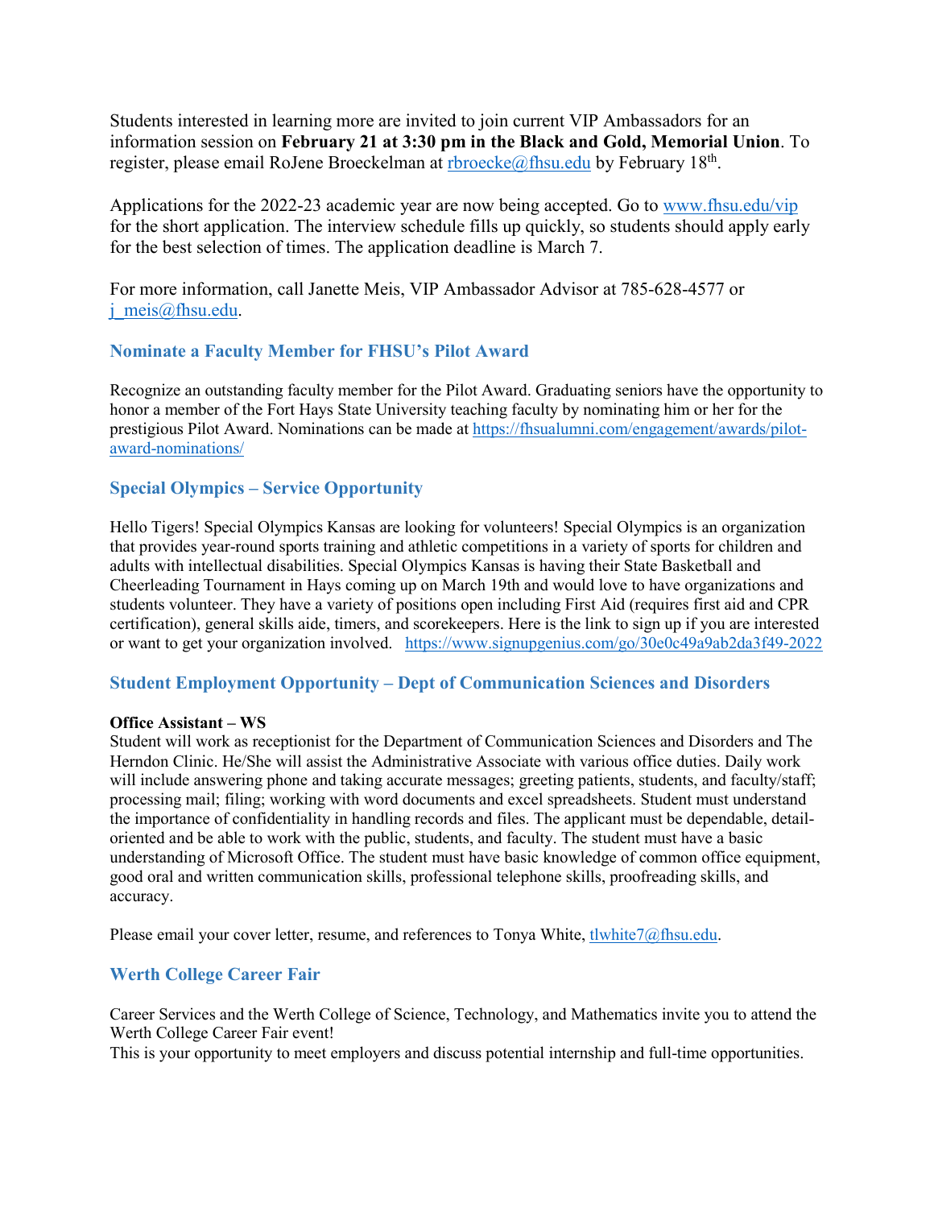Students interested in learning more are invited to join current VIP Ambassadors for an information session on **February 21 at 3:30 pm in the Black and Gold, Memorial Union**. To register, please email RoJene Broeckelman at rbroecke@fhsu.edu by February 18th.

Applications for the 2022-23 academic year are now being accepted. Go to www.fhsu.edu/vip for the short application. The interview schedule fills up quickly, so students should apply early for the best selection of times. The application deadline is March 7.

For more information, call Janette Meis, VIP Ambassador Advisor at 785-628-4577 or j_meis@fhsu.edu.

### Nominate a Faculty Member for FHSU's Pilot Award

Recognize an outstanding faculty member for the Pilot Award. Graduating seniors have the opportunity to honor a member of the Fort Hays State University teaching faculty by nominating him or her for the prestigious Pilot Award. Nominations can be made at https://fhsualumni.com/engagement/awards/pilot-award-nominations/

### Special Olympics – Service Opportunity

Hello Tigers! Special Olympics Kansas are looking for volunteers! Special Olympics is an organization that provides year-round sports training and athletic competitions in a variety of sports for children and adults with intellectual disabilities. Special Olympics Kansas is having their State Basketball and Cheerleading Tournament in Hays coming up on March 19th and would love to have organizations and students volunteer. They have a variety of positions open including First Aid (requires first aid and CPR certification), general skills aide, timers, and scorekeepers. Here is the link to sign up if you are interested or want to get your organization involved. https://www.signupgenius.com/go/30e0c49a9ab2da3f49-2022

### Student Employment Opportunity – Dept of Communication Sciences and Disorders

**Office Assistant – WS**
Student will work as receptionist for the Department of Communication Sciences and Disorders and The Herndon Clinic. He/She will assist the Administrative Associate with various office duties. Daily work will include answering phone and taking accurate messages; greeting patients, students, and faculty/staff; processing mail; filing; working with word documents and excel spreadsheets. Student must understand the importance of confidentiality in handling records and files. The applicant must be dependable, detail-oriented and be able to work with the public, students, and faculty. The student must have a basic understanding of Microsoft Office. The student must have basic knowledge of common office equipment, good oral and written communication skills, professional telephone skills, proofreading skills, and accuracy.

Please email your cover letter, resume, and references to Tonya White, tlwhite7@fhsu.edu.

### Werth College Career Fair

Career Services and the Werth College of Science, Technology, and Mathematics invite you to attend the Werth College Career Fair event!
This is your opportunity to meet employers and discuss potential internship and full-time opportunities.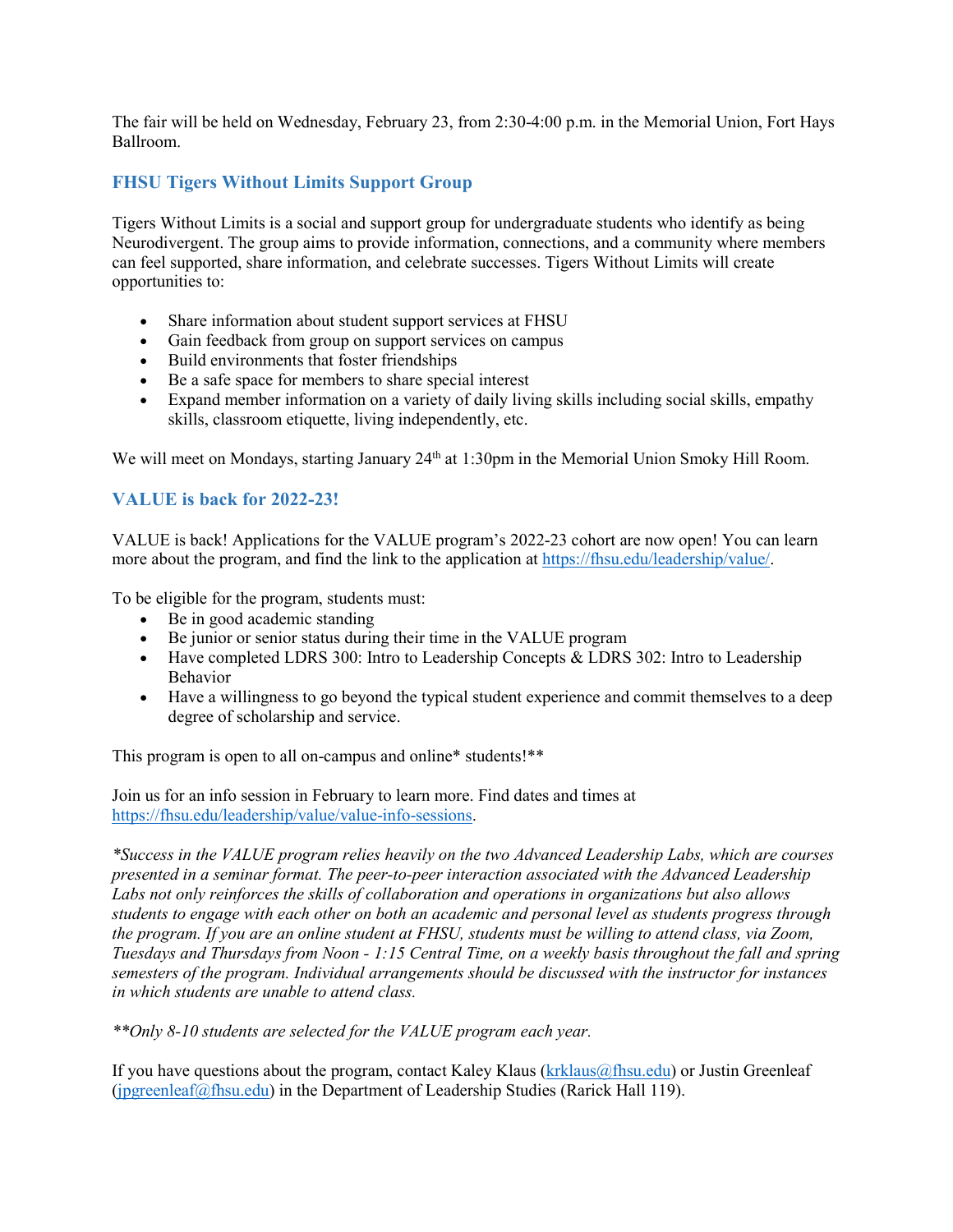The fair will be held on Wednesday, February 23, from 2:30-4:00 p.m. in the Memorial Union, Fort Hays Ballroom.

## FHSU Tigers Without Limits Support Group

Tigers Without Limits is a social and support group for undergraduate students who identify as being Neurodivergent. The group aims to provide information, connections, and a community where members can feel supported, share information, and celebrate successes. Tigers Without Limits will create opportunities to:

- Share information about student support services at FHSU
- Gain feedback from group on support services on campus
- Build environments that foster friendships
- Be a safe space for members to share special interest
- Expand member information on a variety of daily living skills including social skills, empathy skills, classroom etiquette, living independently, etc.

We will meet on Mondays, starting January 24th at 1:30pm in the Memorial Union Smoky Hill Room.

## VALUE is back for 2022-23!

VALUE is back! Applications for the VALUE program's 2022-23 cohort are now open! You can learn more about the program, and find the link to the application at https://fhsu.edu/leadership/value/.

To be eligible for the program, students must:

- Be in good academic standing
- Be junior or senior status during their time in the VALUE program
- Have completed LDRS 300: Intro to Leadership Concepts & LDRS 302: Intro to Leadership Behavior
- Have a willingness to go beyond the typical student experience and commit themselves to a deep degree of scholarship and service.

This program is open to all on-campus and online* students!**

Join us for an info session in February to learn more. Find dates and times at https://fhsu.edu/leadership/value/value-info-sessions.

*\*Success in the VALUE program relies heavily on the two Advanced Leadership Labs, which are courses presented in a seminar format. The peer-to-peer interaction associated with the Advanced Leadership Labs not only reinforces the skills of collaboration and operations in organizations but also allows students to engage with each other on both an academic and personal level as students progress through the program. If you are an online student at FHSU, students must be willing to attend class, via Zoom, Tuesdays and Thursdays from Noon - 1:15 Central Time, on a weekly basis throughout the fall and spring semesters of the program. Individual arrangements should be discussed with the instructor for instances in which students are unable to attend class.*

*\*\*Only 8-10 students are selected for the VALUE program each year.*

If you have questions about the program, contact Kaley Klaus (krklaus@fhsu.edu) or Justin Greenleaf (jpgreenleaf@fhsu.edu) in the Department of Leadership Studies (Rarick Hall 119).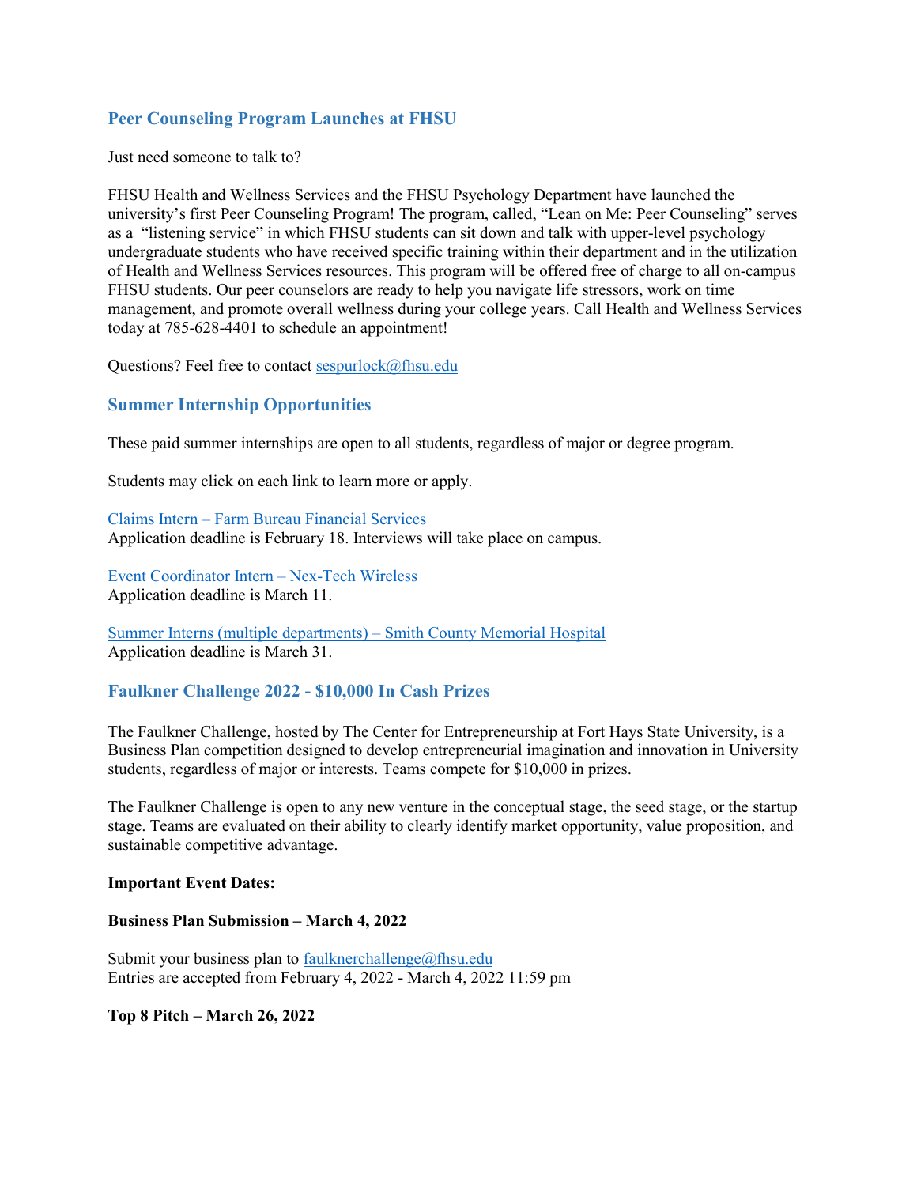## Peer Counseling Program Launches at FHSU

Just need someone to talk to?

FHSU Health and Wellness Services and the FHSU Psychology Department have launched the university's first Peer Counseling Program! The program, called, "Lean on Me: Peer Counseling" serves as a "listening service" in which FHSU students can sit down and talk with upper-level psychology undergraduate students who have received specific training within their department and in the utilization of Health and Wellness Services resources. This program will be offered free of charge to all on-campus FHSU students. Our peer counselors are ready to help you navigate life stressors, work on time management, and promote overall wellness during your college years. Call Health and Wellness Services today at 785-628-4401 to schedule an appointment!

Questions? Feel free to contact sespurlock@fhsu.edu

## Summer Internship Opportunities

These paid summer internships are open to all students, regardless of major or degree program.

Students may click on each link to learn more or apply.

Claims Intern – Farm Bureau Financial Services
Application deadline is February 18. Interviews will take place on campus.

Event Coordinator Intern – Nex-Tech Wireless
Application deadline is March 11.

Summer Interns (multiple departments) – Smith County Memorial Hospital
Application deadline is March 31.

## Faulkner Challenge 2022 - $10,000 In Cash Prizes

The Faulkner Challenge, hosted by The Center for Entrepreneurship at Fort Hays State University, is a Business Plan competition designed to develop entrepreneurial imagination and innovation in University students, regardless of major or interests. Teams compete for $10,000 in prizes.

The Faulkner Challenge is open to any new venture in the conceptual stage, the seed stage, or the startup stage. Teams are evaluated on their ability to clearly identify market opportunity, value proposition, and sustainable competitive advantage.

**Important Event Dates:**

**Business Plan Submission – March 4, 2022**

Submit your business plan to faulknerchallenge@fhsu.edu
Entries are accepted from February 4, 2022 - March 4, 2022 11:59 pm

**Top 8 Pitch – March 26, 2022**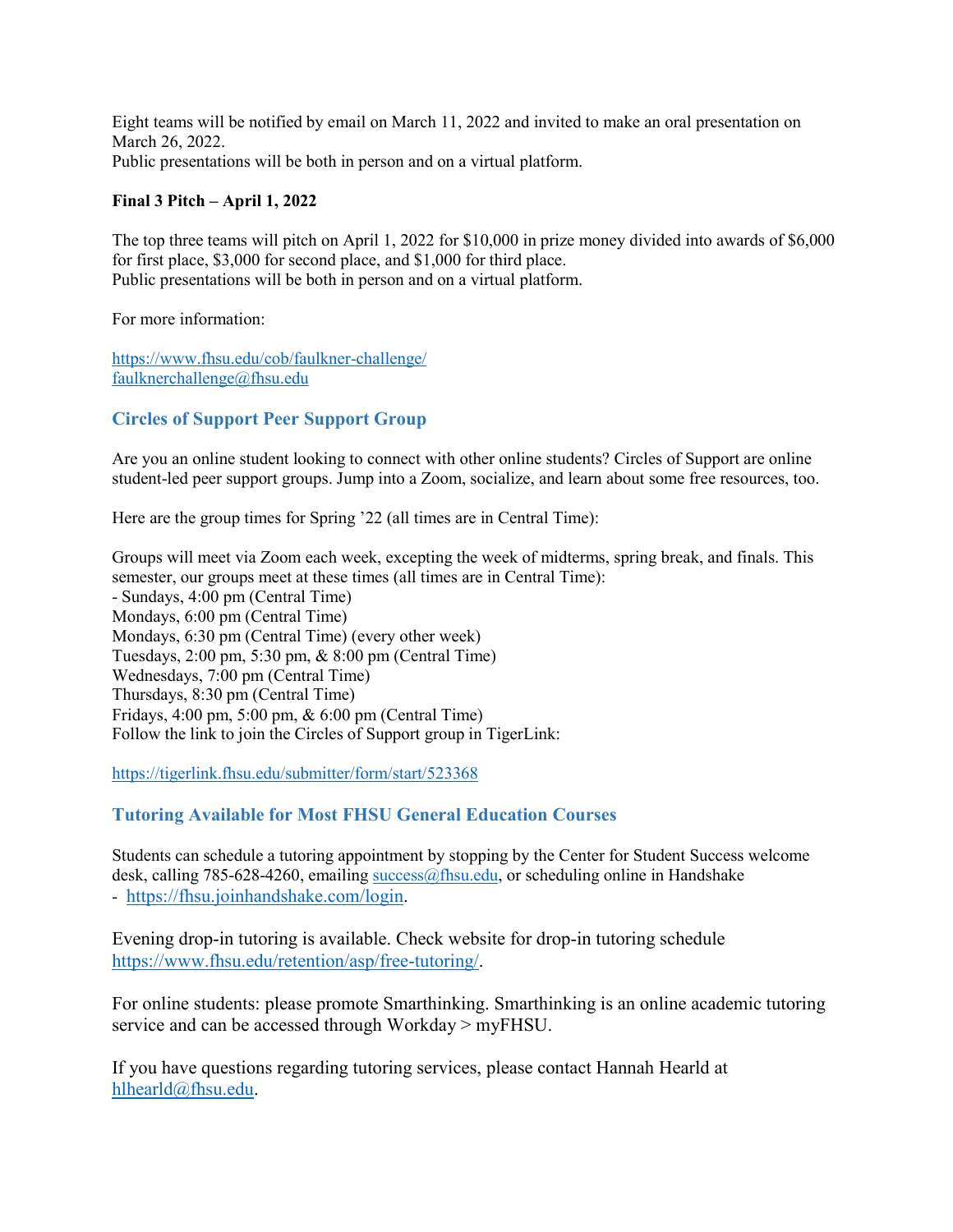Eight teams will be notified by email on March 11, 2022 and invited to make an oral presentation on March 26, 2022.
Public presentations will be both in person and on a virtual platform.

**Final 3 Pitch – April 1, 2022**

The top three teams will pitch on April 1, 2022 for $10,000 in prize money divided into awards of $6,000 for first place, $3,000 for second place, and $1,000 for third place.
Public presentations will be both in person and on a virtual platform.

For more information:

https://www.fhsu.edu/cob/faulkner-challenge/
faulknerchallenge@fhsu.edu

## Circles of Support Peer Support Group

Are you an online student looking to connect with other online students? Circles of Support are online student-led peer support groups. Jump into a Zoom, socialize, and learn about some free resources, too.

Here are the group times for Spring '22 (all times are in Central Time):

Groups will meet via Zoom each week, excepting the week of midterms, spring break, and finals. This semester, our groups meet at these times (all times are in Central Time):
- Sundays, 4:00 pm (Central Time)
Mondays, 6:00 pm (Central Time)
Mondays, 6:30 pm (Central Time) (every other week)
Tuesdays, 2:00 pm, 5:30 pm, & 8:00 pm (Central Time)
Wednesdays, 7:00 pm (Central Time)
Thursdays, 8:30 pm (Central Time)
Fridays, 4:00 pm, 5:00 pm, & 6:00 pm (Central Time)
Follow the link to join the Circles of Support group in TigerLink:

https://tigerlink.fhsu.edu/submitter/form/start/523368

## Tutoring Available for Most FHSU General Education Courses

Students can schedule a tutoring appointment by stopping by the Center for Student Success welcome desk, calling 785-628-4260, emailing success@fhsu.edu, or scheduling online in Handshake - https://fhsu.joinhandshake.com/login.

Evening drop-in tutoring is available. Check website for drop-in tutoring schedule https://www.fhsu.edu/retention/asp/free-tutoring/.

For online students: please promote Smarthinking. Smarthinking is an online academic tutoring service and can be accessed through Workday > myFHSU.

If you have questions regarding tutoring services, please contact Hannah Hearld at hlhearld@fhsu.edu.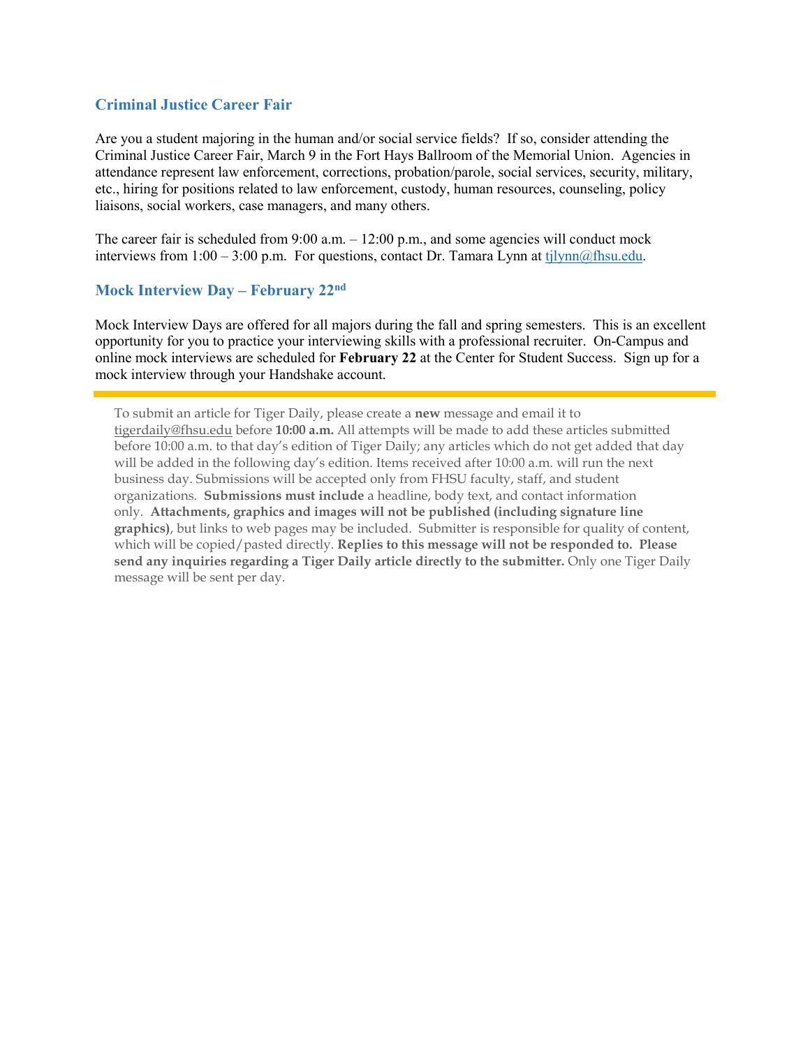## Criminal Justice Career Fair

Are you a student majoring in the human and/or social service fields? If so, consider attending the Criminal Justice Career Fair, March 9 in the Fort Hays Ballroom of the Memorial Union. Agencies in attendance represent law enforcement, corrections, probation/parole, social services, security, military, etc., hiring for positions related to law enforcement, custody, human resources, counseling, policy liaisons, social workers, case managers, and many others.

The career fair is scheduled from 9:00 a.m. – 12:00 p.m., and some agencies will conduct mock interviews from 1:00 – 3:00 p.m. For questions, contact Dr. Tamara Lynn at tjlynn@fhsu.edu.

## Mock Interview Day – February 22nd

Mock Interview Days are offered for all majors during the fall and spring semesters. This is an excellent opportunity for you to practice your interviewing skills with a professional recruiter. On-Campus and online mock interviews are scheduled for **February 22** at the Center for Student Success. Sign up for a mock interview through your Handshake account.

---

To submit an article for Tiger Daily, please create a **new** message and email it to tigerdaily@fhsu.edu before **10:00 a.m.** All attempts will be made to add these articles submitted before 10:00 a.m. to that day's edition of Tiger Daily; any articles which do not get added that day will be added in the following day's edition. Items received after 10:00 a.m. will run the next business day. Submissions will be accepted only from FHSU faculty, staff, and student organizations. **Submissions must include** a headline, body text, and contact information only. **Attachments, graphics and images will not be published (including signature line graphics)**, but links to web pages may be included. Submitter is responsible for quality of content, which will be copied/pasted directly. **Replies to this message will not be responded to. Please send any inquiries regarding a Tiger Daily article directly to the submitter.** Only one Tiger Daily message will be sent per day.